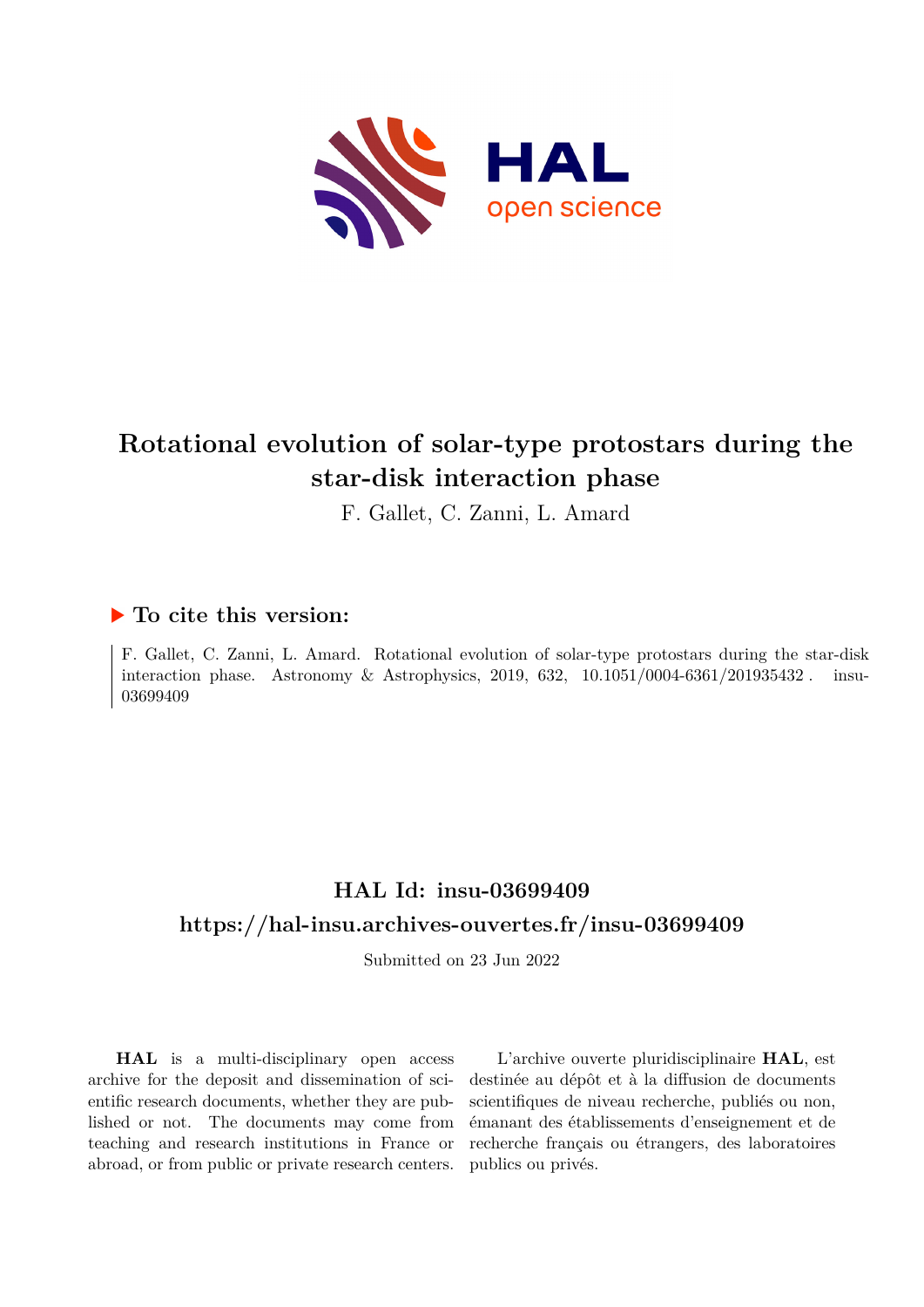# Rotational evolution of solar-type protostars during the star-disk interaction phase

F. Gallet, C. Zanni, L. Amard

## ▶ To cite this version:

F. Gallet, C. Zanni, L. Amard. Rotational evolution of solar-type protostars during the star-disk interaction phase. Astronomy & Astrophysics, 2019, 632, 10.1051/0004-6361/201935432 . insu-03699409

## HAL Id: insu-03699409

## https://hal-insu.archives-ouvertes.fr/insu-03699409

Submitted on 23 Jun 2022

**HAL** is a multi-disciplinary open access archive for the deposit and dissemination of scientific research documents, whether they are published or not. The documents may come from teaching and research institutions in France or abroad, or from public or private research centers.

L'archive ouverte pluridisciplinaire **HAL**, est destinée au dépôt et à la diffusion de documents scientifiques de niveau recherche, publiés ou non, émanant des établissements d'enseignement et de recherche français ou étrangers, des laboratoires publics ou privés.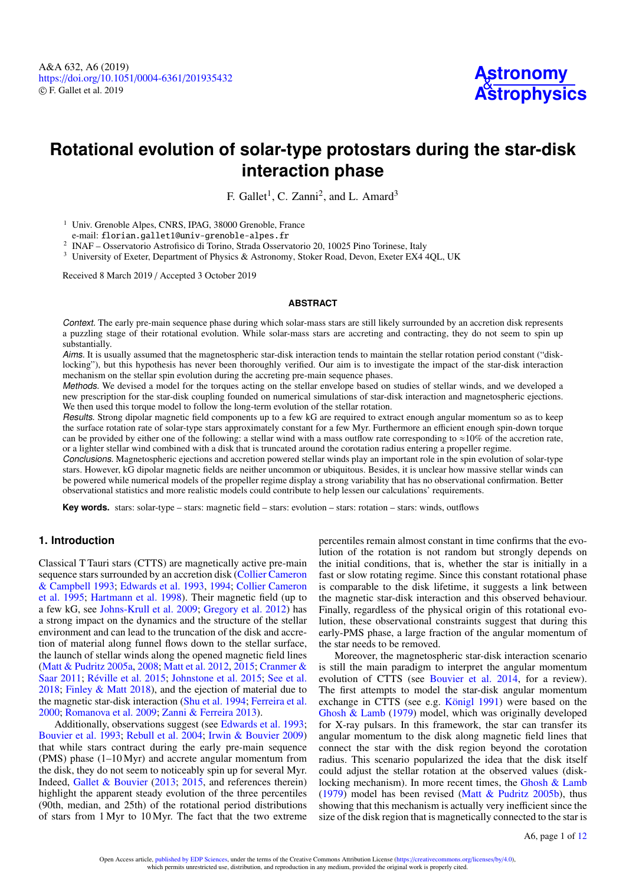# Rotational evolution of solar-type protostars during the star-disk interaction phase

F. Gallet[1], C. Zanni[2], and L. Amard[3]

[1] Univ. Grenoble Alpes, CNRS, IPAG, 38000 Grenoble, France
e-mail: florian.gallet1@univ-grenoble-alpes.fr

[2] INAF – Osservatorio Astrofisico di Torino, Strada Osservatorio 20, 10025 Pino Torinese, Italy

[3] University of Exeter, Department of Physics & Astronomy, Stoker Road, Devon, Exeter EX4 4QL, UK

Received 8 March 2019 / Accepted 3 October 2019

## ABSTRACT

*Context.* The early pre-main sequence phase during which solar-mass stars are still likely surrounded by an accretion disk represents a puzzling stage of their rotational evolution. While solar-mass stars are accreting and contracting, they do not seem to spin up substantially.

*Aims.* It is usually assumed that the magnetospheric star-disk interaction tends to maintain the stellar rotation period constant ("disk-locking"), but this hypothesis has never been thoroughly verified. Our aim is to investigate the impact of the star-disk interaction mechanism on the stellar spin evolution during the accreting pre-main sequence phases.

*Methods.* We devised a model for the torques acting on the stellar envelope based on studies of stellar winds, and we developed a new prescription for the star-disk coupling founded on numerical simulations of star-disk interaction and magnetospheric ejections. We then used this torque model to follow the long-term evolution of the stellar rotation.

*Results.* Strong dipolar magnetic field components up to a few kG are required to extract enough angular momentum so as to keep the surface rotation rate of solar-type stars approximately constant for a few Myr. Furthermore an efficient enough spin-down torque can be provided by either one of the following: a stellar wind with a mass outflow rate corresponding to ≈10% of the accretion rate, or a lighter stellar wind combined with a disk that is truncated around the corotation radius entering a propeller regime.

*Conclusions.* Magnetospheric ejections and accretion powered stellar winds play an important role in the spin evolution of solar-type stars. However, kG dipolar magnetic fields are neither uncommon or ubiquitous. Besides, it is unclear how massive stellar winds can be powered while numerical models of the propeller regime display a strong variability that has no observational confirmation. Better observational statistics and more realistic models could contribute to help lessen our calculations' requirements.

**Key words.** stars: solar-type – stars: magnetic field – stars: evolution – stars: rotation – stars: winds, outflows

## 1. Introduction

Classical T Tauri stars (CTTS) are magnetically active pre-main sequence stars surrounded by an accretion disk (Collier Cameron & Campbell 1993; Edwards et al. 1993, 1994; Collier Cameron et al. 1995; Hartmann et al. 1998). Their magnetic field (up to a few kG, see Johns-Krull et al. 2009; Gregory et al. 2012) has a strong impact on the dynamics and the structure of the stellar environment and can lead to the truncation of the disk and accretion of material along funnel flows down to the stellar surface, the launch of stellar winds along the opened magnetic field lines (Matt & Pudritz 2005a, 2008; Matt et al. 2012, 2015; Cranmer & Saar 2011; Réville et al. 2015; Johnstone et al. 2015; See et al. 2018; Finley & Matt 2018), and the ejection of material due to the magnetic star-disk interaction (Shu et al. 1994; Ferreira et al. 2000; Romanova et al. 2009; Zanni & Ferreira 2013).

Additionally, observations suggest (see Edwards et al. 1993; Bouvier et al. 1993; Rebull et al. 2004; Irwin & Bouvier 2009) that while stars contract during the early pre-main sequence (PMS) phase (1–10 Myr) and accrete angular momentum from the disk, they do not seem to noticeably spin up for several Myr. Indeed, Gallet & Bouvier (2013; 2015, and references therein) highlight the apparent steady evolution of the three percentiles (90th, median, and 25th) of the rotational period distributions of stars from 1 Myr to 10 Myr. The fact that the two extreme percentiles remain almost constant in time confirms that the evolution of the rotation is not random but strongly depends on the initial conditions, that is, whether the star is initially in a fast or slow rotating regime. Since this constant rotational phase is comparable to the disk lifetime, it suggests a link between the magnetic star-disk interaction and this observed behaviour. Finally, regardless of the physical origin of this rotational evolution, these observational constraints suggest that during this early-PMS phase, a large fraction of the angular momentum of the star needs to be removed.

Moreover, the magnetospheric star-disk interaction scenario is still the main paradigm to interpret the angular momentum evolution of CTTS (see Bouvier et al. 2014, for a review). The first attempts to model the star-disk angular momentum exchange in CTTS (see e.g. Königl 1991) were based on the Ghosh & Lamb (1979) model, which was originally developed for X-ray pulsars. In this framework, the star can transfer its angular momentum to the disk along magnetic field lines that connect the star with the disk region beyond the corotation radius. This scenario popularized the idea that the disk itself could adjust the stellar rotation at the observed values (disk-locking mechanism). In more recent times, the Ghosh & Lamb (1979) model has been revised (Matt & Pudritz 2005b), thus showing that this mechanism is actually very inefficient since the size of the disk region that is magnetically connected to the star is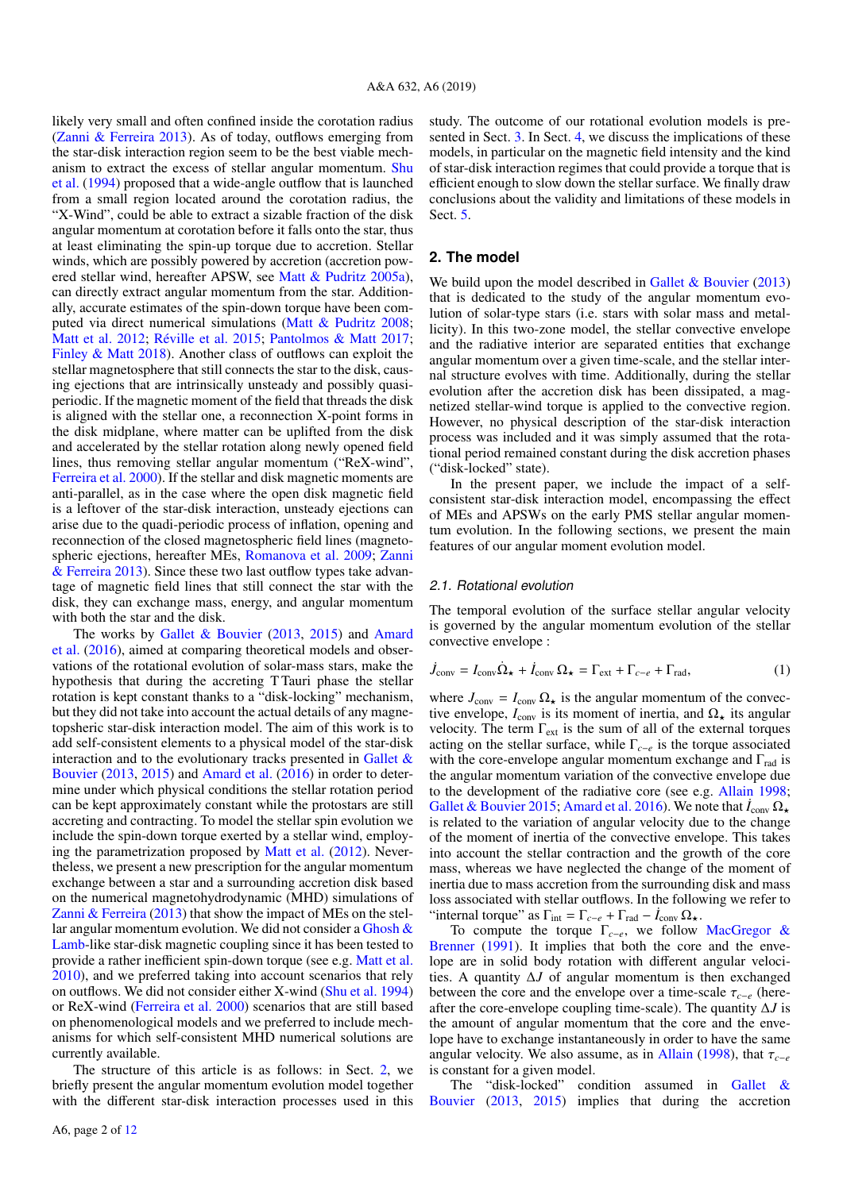likely very small and often confined inside the corotation radius (Zanni & Ferreira 2013). As of today, outflows emerging from the star-disk interaction region seem to be the best viable mechanism to extract the excess of stellar angular momentum. Shu et al. (1994) proposed that a wide-angle outflow that is launched from a small region located around the corotation radius, the "X-Wind", could be able to extract a sizable fraction of the disk angular momentum at corotation before it falls onto the star, thus at least eliminating the spin-up torque due to accretion. Stellar winds, which are possibly powered by accretion (accretion powered stellar wind, hereafter APSW, see Matt & Pudritz 2005a), can directly extract angular momentum from the star. Additionally, accurate estimates of the spin-down torque have been computed via direct numerical simulations (Matt & Pudritz 2008; Matt et al. 2012; Réville et al. 2015; Pantolmos & Matt 2017; Finley & Matt 2018). Another class of outflows can exploit the stellar magnetosphere that still connects the star to the disk, causing ejections that are intrinsically unsteady and possibly quasi-periodic. If the magnetic moment of the field that threads the disk is aligned with the stellar one, a reconnection X-point forms in the disk midplane, where matter can be uplifted from the disk and accelerated by the stellar rotation along newly opened field lines, thus removing stellar angular momentum ("ReX-wind", Ferreira et al. 2000). If the stellar and disk magnetic moments are anti-parallel, as in the case where the open disk magnetic field is a leftover of the star-disk interaction, unsteady ejections can arise due to the quadi-periodic process of inflation, opening and reconnection of the closed magnetospheric field lines (magnetospheric ejections, hereafter MEs, Romanova et al. 2009; Zanni & Ferreira 2013). Since these two last outflow types take advantage of magnetic field lines that still connect the star with the disk, they can exchange mass, energy, and angular momentum with both the star and the disk.

The works by Gallet & Bouvier (2013, 2015) and Amard et al. (2016), aimed at comparing theoretical models and observations of the rotational evolution of solar-mass stars, make the hypothesis that during the accreting T Tauri phase the stellar rotation is kept constant thanks to a "disk-locking" mechanism, but they did not take into account the actual details of any magnetospheric star-disk interaction model. The aim of this work is to add self-consistent elements to a physical model of the star-disk interaction and to the evolutionary tracks presented in Gallet & Bouvier (2013, 2015) and Amard et al. (2016) in order to determine under which physical conditions the stellar rotation period can be kept approximately constant while the protostars are still accreting and contracting. To model the stellar spin evolution we include the spin-down torque exerted by a stellar wind, employing the parametrization proposed by Matt et al. (2012). Nevertheless, we present a new prescription for the angular momentum exchange between a star and a surrounding accretion disk based on the numerical magnetohydrodynamic (MHD) simulations of Zanni & Ferreira (2013) that show the impact of MEs on the stellar angular momentum evolution. We did not consider a Ghosh & Lamb-like star-disk magnetic coupling since it has been tested to provide a rather inefficient spin-down torque (see e.g. Matt et al. 2010), and we preferred taking into account scenarios that rely on outflows. We did not consider either X-wind (Shu et al. 1994) or ReX-wind (Ferreira et al. 2000) scenarios that are still based on phenomenological models and we preferred to include mechanisms for which self-consistent MHD numerical solutions are currently available.

The structure of this article is as follows: in Sect. 2, we briefly present the angular momentum evolution model together with the different star-disk interaction processes used in this study. The outcome of our rotational evolution models is presented in Sect. 3. In Sect. 4, we discuss the implications of these models, in particular on the magnetic field intensity and the kind of star-disk interaction regimes that could provide a torque that is efficient enough to slow down the stellar surface. We finally draw conclusions about the validity and limitations of these models in Sect. 5.

## 2. The model

We build upon the model described in Gallet & Bouvier (2013) that is dedicated to the study of the angular momentum evolution of solar-type stars (i.e. stars with solar mass and metallicity). In this two-zone model, the stellar convective envelope and the radiative interior are separated entities that exchange angular momentum over a given time-scale, and the stellar internal structure evolves with time. Additionally, during the stellar evolution after the accretion disk has been dissipated, a magnetized stellar-wind torque is applied to the convective region. However, no physical description of the star-disk interaction process was included and it was simply assumed that the rotational period remained constant during the disk accretion phases ("disk-locked" state).

In the present paper, we include the impact of a self-consistent star-disk interaction model, encompassing the effect of MEs and APSWs on the early PMS stellar angular momentum evolution. In the following sections, we present the main features of our angular moment evolution model.

### 2.1. Rotational evolution

The temporal evolution of the surface stellar angular velocity is governed by the angular momentum evolution of the stellar convective envelope :

$$\dot{J}_{\rm conv} = I_{\rm conv}\dot{\Omega}_\star + \dot{I}_{\rm conv}\,\Omega_\star = \Gamma_{\rm ext} + \Gamma_{c-e} + \Gamma_{\rm rad}, \tag{1}$$

where $J_{\rm conv} = I_{\rm conv}\,\Omega_\star$ is the angular momentum of the convective envelope, $I_{\rm conv}$ is its moment of inertia, and $\Omega_\star$ its angular velocity. The term $\Gamma_{\rm ext}$ is the sum of all of the external torques acting on the stellar surface, while $\Gamma_{c-e}$ is the torque associated with the core-envelope angular momentum exchange and $\Gamma_{\rm rad}$ is the angular momentum variation of the convective envelope due to the development of the radiative core (see e.g. Allain 1998; Gallet & Bouvier 2015; Amard et al. 2016). We note that $\dot{I}_{\rm conv}\,\Omega_\star$ is related to the variation of angular velocity due to the change of the moment of inertia of the convective envelope. This takes into account the stellar contraction and the growth of the core mass, whereas we have neglected the change of the moment of inertia due to mass accretion from the surrounding disk and mass loss associated with stellar outflows. In the following we refer to "internal torque" as $\Gamma_{\rm int} = \Gamma_{c-e} + \Gamma_{\rm rad} - \dot{I}_{\rm conv}\,\Omega_\star$.

To compute the torque $\Gamma_{c-e}$, we follow MacGregor & Brenner (1991). It implies that both the core and the envelope are in solid body rotation with different angular velocities. A quantity $\Delta J$ of angular momentum is then exchanged between the core and the envelope over a time-scale $\tau_{c-e}$ (hereafter the core-envelope coupling time-scale). The quantity $\Delta J$ is the amount of angular momentum that the core and the envelope have to exchange instantaneously in order to have the same angular velocity. We also assume, as in Allain (1998), that $\tau_{c-e}$ is constant for a given model.

The "disk-locked" condition assumed in Gallet & Bouvier (2013, 2015) implies that during the accretion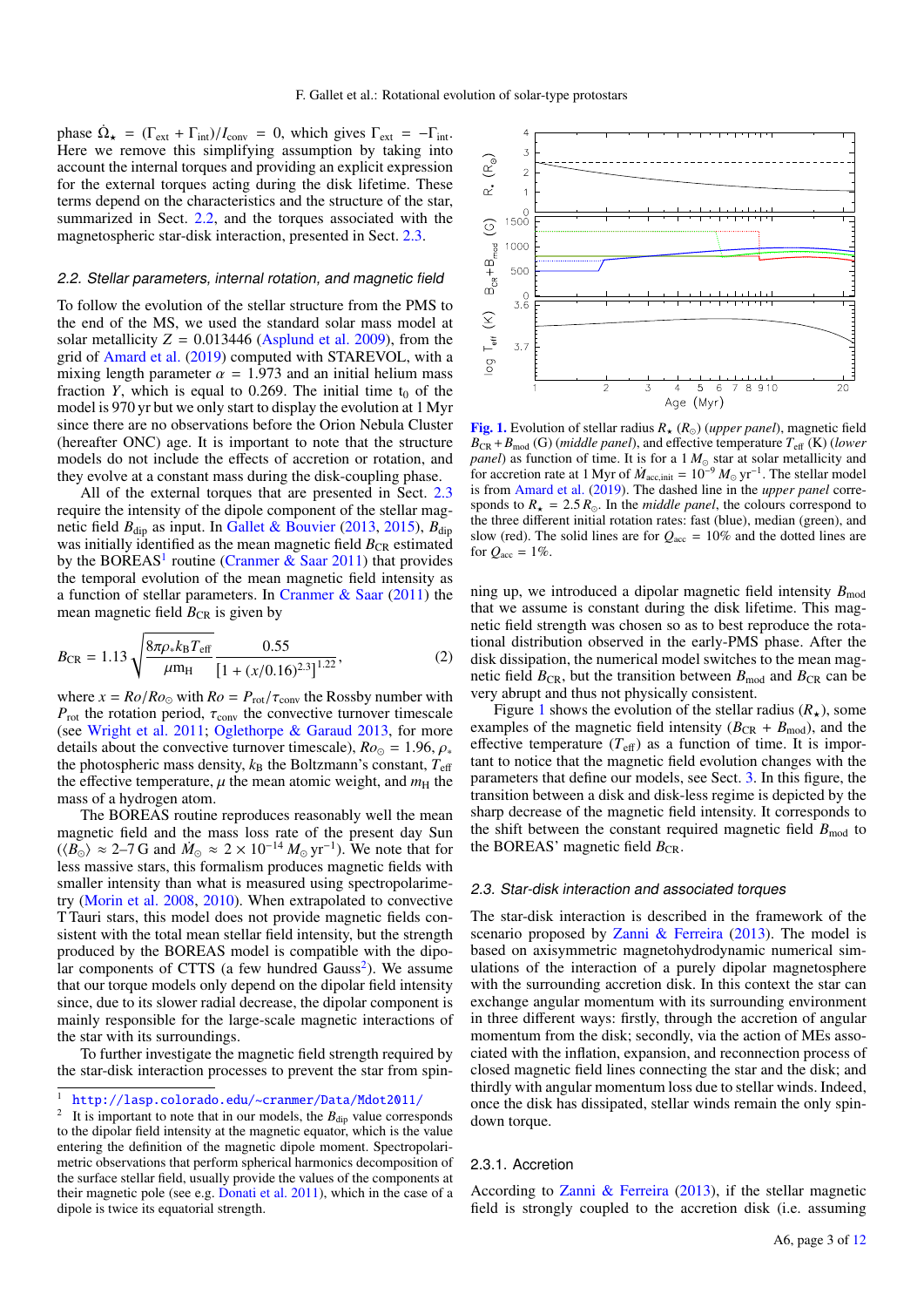phase $\dot{\Omega}_\star = (\Gamma_{\rm ext} + \Gamma_{\rm int})/I_{\rm conv} = 0$, which gives $\Gamma_{\rm ext} = -\Gamma_{\rm int}$. Here we remove this simplifying assumption by taking into account the internal torques and providing an explicit expression for the external torques acting during the disk lifetime. These terms depend on the characteristics and the structure of the star, summarized in Sect. 2.2, and the torques associated with the magnetospheric star-disk interaction, presented in Sect. 2.3.

### 2.2. Stellar parameters, internal rotation, and magnetic field

To follow the evolution of the stellar structure from the PMS to the end of the MS, we used the standard solar mass model at solar metallicity $Z = 0.013446$ (Asplund et al. 2009), from the grid of Amard et al. (2019) computed with STAREVOL, with a mixing length parameter $\alpha = 1.973$ and an initial helium mass fraction $Y$, which is equal to 0.269. The initial time $t_0$ of the model is 970 yr but we only start to display the evolution at 1 Myr since there are no observations before the Orion Nebula Cluster (hereafter ONC) age. It is important to note that the structure models do not include the effects of accretion or rotation, and they evolve at a constant mass during the disk-coupling phase.

All of the external torques that are presented in Sect. 2.3 require the intensity of the dipole component of the stellar magnetic field $B_{\rm dip}$ as input. In Gallet & Bouvier (2013, 2015), $B_{\rm dip}$ was initially identified as the mean magnetic field $B_{\rm CR}$ estimated by the BOREAS[1] routine (Cranmer & Saar 2011) that provides the temporal evolution of the mean magnetic field intensity as a function of stellar parameters. In Cranmer & Saar (2011) the mean magnetic field $B_{\rm CR}$ is given by

$$B_{\rm CR} = 1.13\sqrt{\frac{8\pi\rho_* k_{\rm B} T_{\rm eff}}{\mu m_{\rm H}}}\frac{0.55}{[1+(x/0.16)^{2.3}]^{1.22}}, \quad (2)$$

where $x = Ro/Ro_\odot$ with $Ro = P_{\rm rot}/\tau_{\rm conv}$ the Rossby number with $P_{\rm rot}$ the rotation period, $\tau_{\rm conv}$ the convective turnover timescale (see Wright et al. 2011; Oglethorpe & Garaud 2013, for more details about the convective turnover timescale), $Ro_\odot = 1.96$, $\rho_*$ the photospheric mass density, $k_{\rm B}$ the Boltzmann's constant, $T_{\rm eff}$ the effective temperature, $\mu$ the mean atomic weight, and $m_{\rm H}$ the mass of a hydrogen atom.

The BOREAS routine reproduces reasonably well the mean magnetic field and the mass loss rate of the present day Sun ($\langle B_\odot \rangle \approx 2$–$7$ G and $\dot{M}_\odot \approx 2\times10^{-14}\,M_\odot\,{\rm yr}^{-1}$). We note that for less massive stars, this formalism produces magnetic fields with smaller intensity than what is measured using spectropolarimetry (Morin et al. 2008, 2010). When extrapolated to convective T Tauri stars, this model does not provide magnetic fields consistent with the total mean stellar field intensity, but the strength produced by the BOREAS model is compatible with the dipolar components of CTTS (a few hundred Gauss[2]). We assume that our torque models only depend on the dipolar field intensity since, due to its slower radial decrease, the dipolar component is mainly responsible for the large-scale magnetic interactions of the star with its surroundings.

To further investigate the magnetic field strength required by the star-disk interaction processes to prevent the star from spinning up, we introduced a dipolar magnetic field intensity $B_{\rm mod}$ that we assume is constant during the disk lifetime. This magnetic field strength was chosen so as to best reproduce the rotational distribution observed in the early-PMS phase. After the disk dissipation, the numerical model switches to the mean magnetic field $B_{\rm CR}$, but the transition between $B_{\rm mod}$ and $B_{\rm CR}$ can be very abrupt and thus not physically consistent.

Figure 1 shows the evolution of the stellar radius ($R_\star$), some examples of the magnetic field intensity ($B_{\rm CR} + B_{\rm mod}$), and the effective temperature ($T_{\rm eff}$) as a function of time. It is important to notice that the magnetic field evolution changes with the parameters that define our models, see Sect. 3. In this figure, the transition between a disk and disk-less regime is depicted by the sharp decrease of the magnetic field intensity. It corresponds to the shift between the constant required magnetic field $B_{\rm mod}$ to the BOREAS' magnetic field $B_{\rm CR}$.

**Fig. 1.** Evolution of stellar radius $R_\star$ ($R_\odot$) (*upper panel*), magnetic field $B_{\rm CR} + B_{\rm mod}$ (G) (*middle panel*), and effective temperature $T_{\rm eff}$ (K) (*lower panel*) as function of time. It is for a 1 $M_\odot$ star at solar metallicity and for accretion rate at 1 Myr of $\dot{M}_{\rm acc,init} = 10^{-9}\,M_\odot\,{\rm yr}^{-1}$. The stellar model is from Amard et al. (2019). The dashed line in the *upper panel* corresponds to $R_\star = 2.5\,R_\odot$. In the *middle panel*, the colours correspond to the three different initial rotation rates: fast (blue), median (green), and slow (red). The solid lines are for $Q_{\rm acc} = 10\%$ and the dotted lines are for $Q_{\rm acc} = 1\%$.

### 2.3. Star-disk interaction and associated torques

The star-disk interaction is described in the framework of the scenario proposed by Zanni & Ferreira (2013). The model is based on axisymmetric magnetohydrodynamic numerical simulations of the interaction of a purely dipolar magnetosphere with the surrounding accretion disk. In this context the star can exchange angular momentum with its surrounding environment in three different ways: firstly, through the accretion of angular momentum from the disk; secondly, via the action of MEs associated with the inflation, expansion, and reconnection process of closed magnetic field lines connecting the star and the disk; and thirdly with angular momentum loss due to stellar winds. Indeed, once the disk has dissipated, stellar winds remain the only spin-down torque.

#### 2.3.1. Accretion

According to Zanni & Ferreira (2013), if the stellar magnetic field is strongly coupled to the accretion disk (i.e. assuming

[1] http://lasp.colorado.edu/~cranmer/Data/Mdot2011/

[2] It is important to note that in our models, the $B_{\rm dip}$ value corresponds to the dipolar field intensity at the magnetic equator, which is the value entering the definition of the magnetic dipole moment. Spectropolarimetric observations that perform spherical harmonics decomposition of the surface stellar field, usually provide the values of the components at their magnetic pole (see e.g. Donati et al. 2011), which in the case of a dipole is twice its equatorial strength.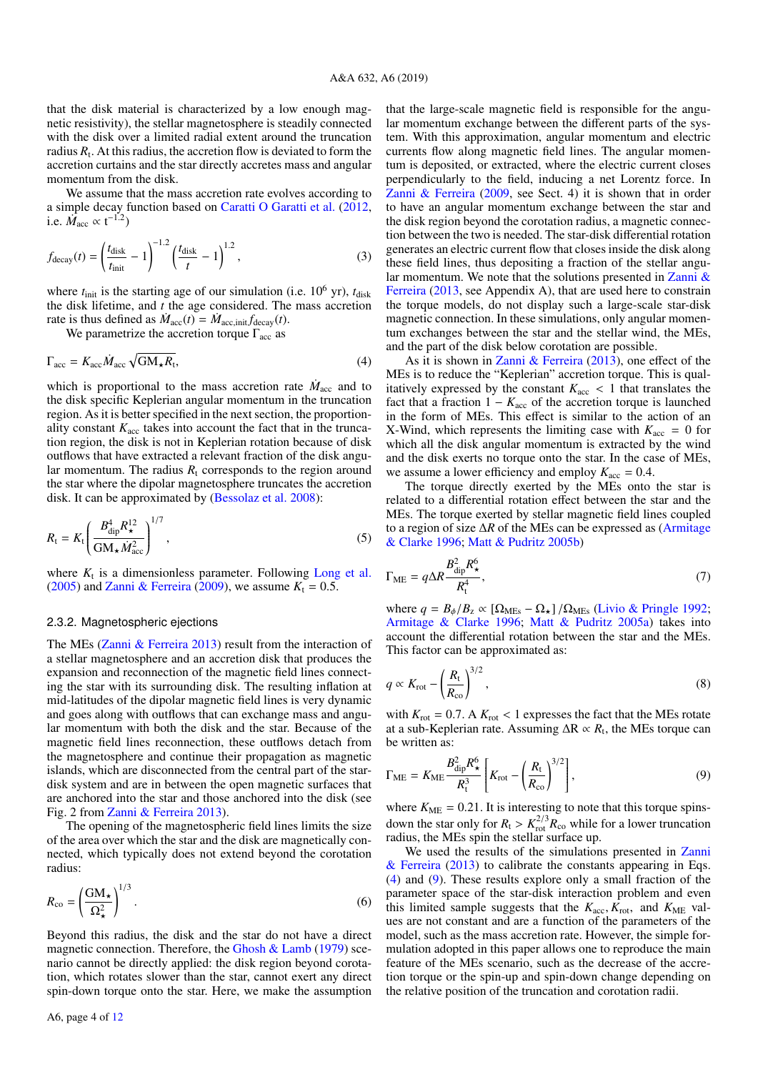that the disk material is characterized by a low enough magnetic resistivity), the stellar magnetosphere is steadily connected with the disk over a limited radial extent around the truncation radius $R_t$. At this radius, the accretion flow is deviated to form the accretion curtains and the star directly accretes mass and angular momentum from the disk.

We assume that the mass accretion rate evolves according to a simple decay function based on Caratti O Garatti et al. (2012, i.e. $\dot{M}_{acc} \propto t^{-1.2}$)

$$f_{decay}(t) = \left(\frac{t_{disk}}{t_{init}} - 1\right)^{-1.2} \left(\frac{t_{disk}}{t} - 1\right)^{1.2}, \quad (3)$$

where $t_{init}$ is the starting age of our simulation (i.e. $10^6$ yr), $t_{disk}$ the disk lifetime, and $t$ the age considered. The mass accretion rate is thus defined as $\dot{M}_{acc}(t) = \dot{M}_{acc,init} f_{decay}(t)$.

We parametrize the accretion torque $\Gamma_{acc}$ as

$$\Gamma_{acc} = K_{acc} \dot{M}_{acc} \sqrt{GM_\star R_t}, \quad (4)$$

which is proportional to the mass accretion rate $\dot{M}_{acc}$ and to the disk specific Keplerian angular momentum in the truncation region. As it is better specified in the next section, the proportionality constant $K_{acc}$ takes into account the fact that in the truncation region, the disk is not in Keplerian rotation because of disk outflows that have extracted a relevant fraction of the disk angular momentum. The radius $R_t$ corresponds to the region around the star where the dipolar magnetosphere truncates the accretion disk. It can be approximated by (Bessolaz et al. 2008):

$$R_t = K_t \left(\frac{B_{dip}^4 R_\star^{12}}{GM_\star \dot{M}_{acc}^2}\right)^{1/7}, \quad (5)$$

where $K_t$ is a dimensionless parameter. Following Long et al. (2005) and Zanni & Ferreira (2009), we assume $K_t = 0.5$.

### 2.3.2. Magnetospheric ejections

The MEs (Zanni & Ferreira 2013) result from the interaction of a stellar magnetosphere and an accretion disk that produces the expansion and reconnection of the magnetic field lines connecting the star with its surrounding disk. The resulting inflation at mid-latitudes of the dipolar magnetic field lines is very dynamic and goes along with outflows that can exchange mass and angular momentum with both the disk and the star. Because of the magnetic field lines reconnection, these outflows detach from the magnetosphere and continue their propagation as magnetic islands, which are disconnected from the central part of the star-disk system and are in between the open magnetic surfaces that are anchored into the star and those anchored into the disk (see Fig. 2 from Zanni & Ferreira 2013).

The opening of the magnetospheric field lines limits the size of the area over which the star and the disk are magnetically connected, which typically does not extend beyond the corotation radius:

$$R_{co} = \left(\frac{GM_\star}{\Omega_\star^2}\right)^{1/3}. \quad (6)$$

Beyond this radius, the disk and the star do not have a direct magnetic connection. Therefore, the Ghosh & Lamb (1979) scenario cannot be directly applied: the disk region beyond corotation, which rotates slower than the star, cannot exert any direct spin-down torque onto the star. Here, we make the assumption that the large-scale magnetic field is responsible for the angular momentum exchange between the different parts of the system. With this approximation, angular momentum and electric currents flow along magnetic field lines. The angular momentum is deposited, or extracted, where the electric current closes perpendicularly to the field, inducing a net Lorentz force. In Zanni & Ferreira (2009, see Sect. 4) it is shown that in order to have an angular momentum exchange between the star and the disk region beyond the corotation radius, a magnetic connection between the two is needed. The star-disk differential rotation generates an electric current flow that closes inside the disk along these field lines, thus depositing a fraction of the stellar angular momentum. We note that the solutions presented in Zanni & Ferreira (2013, see Appendix A), that are used here to constrain the torque models, do not display such a large-scale star-disk magnetic connection. In these simulations, only angular momentum exchanges between the star and the stellar wind, the MEs, and the part of the disk below corotation are possible.

As it is shown in Zanni & Ferreira (2013), one effect of the MEs is to reduce the "Keplerian" accretion torque. This is qualitatively expressed by the constant $K_{acc} < 1$ that translates the fact that a fraction $1 - K_{acc}$ of the accretion torque is launched in the form of MEs. This effect is similar to the action of an X-Wind, which represents the limiting case with $K_{acc} = 0$ for which all the disk angular momentum is extracted by the wind and the disk exerts no torque onto the star. In the case of MEs, we assume a lower efficiency and employ $K_{acc} = 0.4$.

The torque directly exerted by the MEs onto the star is related to a differential rotation effect between the star and the MEs. The torque exerted by stellar magnetic field lines coupled to a region of size $\Delta R$ of the MEs can be expressed as (Armitage & Clarke 1996; Matt & Pudritz 2005b)

$$\Gamma_{ME} = q \Delta R \frac{B_{dip}^2 R_\star^6}{R_t^4}, \quad (7)$$

where $q = B_\phi / B_z \propto [\Omega_{MEs} - \Omega_\star] / \Omega_{MEs}$ (Livio & Pringle 1992; Armitage & Clarke 1996; Matt & Pudritz 2005a) takes into account the differential rotation between the star and the MEs. This factor can be approximated as:

$$q \propto K_{rot} - \left(\frac{R_t}{R_{co}}\right)^{3/2}, \quad (8)$$

with $K_{rot} = 0.7$. A $K_{rot} < 1$ expresses the fact that the MEs rotate at a sub-Keplerian rate. Assuming $\Delta R \propto R_t$, the MEs torque can be written as:

$$\Gamma_{ME} = K_{ME} \frac{B_{dip}^2 R_\star^6}{R_t^3} \left[K_{rot} - \left(\frac{R_t}{R_{co}}\right)^{3/2}\right], \quad (9)$$

where $K_{ME} = 0.21$. It is interesting to note that this torque spins-down the star only for $R_t > K_{rot}^{2/3} R_{co}$ while for a lower truncation radius, the MEs spin the stellar surface up.

We used the results of the simulations presented in Zanni & Ferreira (2013) to calibrate the constants appearing in Eqs. (4) and (9). These results explore only a small fraction of the parameter space of the star-disk interaction problem and even this limited sample suggests that the $K_{acc}$, $K_{rot}$, and $K_{ME}$ values are not constant and are a function of the parameters of the model, such as the mass accretion rate. However, the simple formulation adopted in this paper allows one to reproduce the main feature of the MEs scenario, such as the decrease of the accretion torque or the spin-up and spin-down change depending on the relative position of the truncation and corotation radii.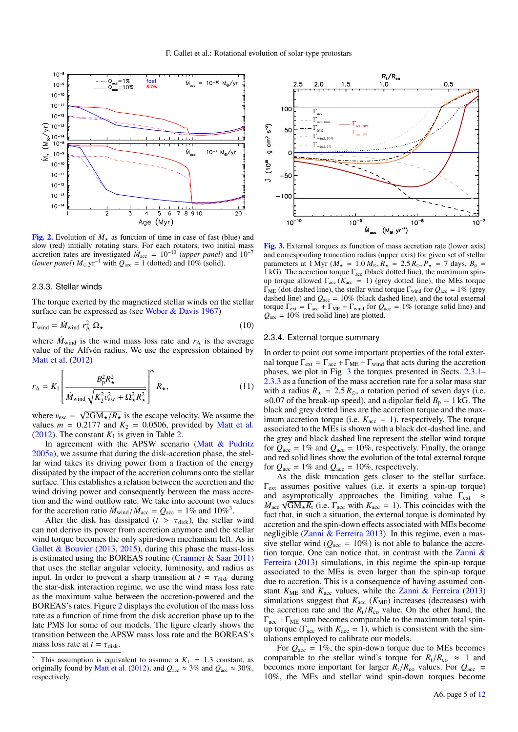**Fig. 2.** Evolution of $\dot{M}_\star$ as function of time in case of fast (blue) and slow (red) initially rotating stars. For each rotators, two initial mass accretion rates are investigated $\dot{M}_{\rm acc} = 10^{-10}$ (*upper panel*) and $10^{-7}$ (*lower panel*) $M_\odot\,{\rm yr}^{-1}$ with $Q_{\rm acc} = 1$ (dotted) and 10% (solid).

### 2.3.3. Stellar winds

The torque exerted by the magnetized stellar winds on the stellar surface can be expressed as (see Weber & Davis 1967)

$$\Gamma_{\rm wind} = \dot{M}_{\rm wind}\, r_{\rm A}^2\, \Omega_\star \quad (10)$$

where $\dot{M}_{\rm wind}$ is the wind mass loss rate and $r_{\rm A}$ is the average value of the Alfvén radius. We use the expression obtained by Matt et al. (2012)

$$r_{\rm A} = K_1 \left[ \frac{B_{\rm p}^2 R_\star^2}{\dot{M}_{\rm wind}\sqrt{K_2^2 v_{\rm esc}^2 + \Omega_\star^2 R_\star^2}} \right]^m R_\star, \quad (11)$$

where $v_{\rm esc} = \sqrt{2{\rm GM}_\star/R_\star}$ is the escape velocity. We assume the values $m = 0.2177$ and $K_2 = 0.0506$, provided by Matt et al. (2012). The constant $K_1$ is given in Table 2.

In agreement with the APSW scenario (Matt & Pudritz 2005a), we assume that during the disk-accretion phase, the stellar wind takes its driving power from a fraction of the energy dissipated by the impact of the accretion columns onto the stellar surface. This establishes a relation between the accretion and the wind driving power and consequently between the mass accretion and the wind outflow rate. We take into account two values for the accretion ratio $\dot{M}_{\rm wind}/\dot{M}_{\rm acc} = Q_{\rm acc} = 1\%$ and $10\%$[3].

After the disk has dissipated ($t > \tau_{\rm disk}$), the stellar wind can not derive its power from accretion anymore and the stellar wind torque becomes the only spin-down mechanism left. As in Gallet & Bouvier (2013, 2015), during this phase the mass-loss is estimated using the BOREAS routine (Cranmer & Saar 2011) that uses the stellar angular velocity, luminosity, and radius as input. In order to prevent a sharp transition at $t = \tau_{\rm disk}$ during the star-disk interaction regime, we use the wind mass loss rate as the maximum value between the accretion-powered and the BOREAS's rates. Figure 2 displays the evolution of the mass loss rate as a function of time from the disk accretion phase up to the late PMS for some of our models. The figure clearly shows the transition between the APSW mass loss rate and the BOREAS's mass loss rate at $t = \tau_{\rm disk}$.

[3] This assumption is equivalent to assume a $K_1 = 1.3$ constant, as originally found by Matt et al. (2012), and $Q_{\rm acc} \approx 3\%$ and $Q_{\rm acc} \approx 30\%$, respectively.

**Fig. 3.** External torques as function of mass accretion rate (lower axis) and corresponding truncation radius (upper axis) for given set of stellar parameters at 1 Myr ($M_\star = 1.0\,M_\odot, R_\star = 2.5\,R_\odot, P_\star = 7$ days, $B_{\rm p} = 1$ kG). The accretion torque $\Gamma_{\rm acc}$ (black dotted line), the maximum spin-up torque allowed $\Gamma_{\rm acc}$ ($K_{\rm acc} = 1$) (grey dotted line), the MEs torque $\Gamma_{\rm ME}$ (dot-dashed line), the stellar wind torque $\Gamma_{\rm wind}$ for $Q_{\rm acc} = 1\%$ (grey dashed line) and $Q_{\rm acc} = 10\%$ (black dashed line), and the total external torque $\Gamma_{\rm ext} = \Gamma_{\rm acc} + \Gamma_{\rm ME} + \Gamma_{\rm wind}$ for $Q_{\rm acc} = 1\%$ (orange solid line) and $Q_{\rm acc} = 10\%$ (red solid line) are plotted.

### 2.3.4. External torque summary

In order to point out some important properties of the total external torque $\Gamma_{\rm ext} = \Gamma_{\rm acc} + \Gamma_{\rm ME} + \Gamma_{\rm wind}$ that acts during the accretion phases, we plot in Fig. 3 the torques presented in Sects. 2.3.1–2.3.3 as a function of the mass accretion rate for a solar mass star with a radius $R_\star = 2.5\,R_\odot$, a rotation period of seven days (i.e. $\approx$0.07 of the break-up speed), and a dipolar field $B_{\rm p} = 1$ kG. The black and grey dotted lines are the accretion torque and the maximum accretion torque (i.e. $K_{\rm acc} = 1$), respectively. The torque associated to the MEs is shown with a black dot-dashed line, and the grey and black dashed line represent the stellar wind torque for $Q_{\rm acc} = 1\%$ and $Q_{\rm acc} = 10\%$, respectively. Finally, the orange and red solid lines show the evolution of the total external torque for $Q_{\rm acc} = 1\%$ and $Q_{\rm acc} = 10\%$, respectively.

As the disk truncation gets closer to the stellar surface, $\Gamma_{\rm ext}$ assumes positive values (i.e. it exerts a spin-up torque) and asymptotically approaches the limiting value $\Gamma_{\rm ext} \approx \dot{M}_{\rm acc}\sqrt{{\rm GM}_\star R_{\rm t}}$ (i.e. $\Gamma_{\rm acc}$ with $K_{\rm acc} = 1$). This coincides with the fact that, in such a situation, the external torque is dominated by accretion and the spin-down effects associated with MEs become negligible (Zanni & Ferreira 2013). In this regime, even a massive stellar wind ($Q_{\rm acc} = 10\%$) is not able to balance the accretion torque. One can notice that, in contrast with the Zanni & Ferreira (2013) simulations, in this regime the spin-up torque associated to the MEs is even larger than the spin-up torque due to accretion. This is a consequence of having assumed constant $K_{\rm ME}$ and $K_{\rm acc}$ values, while the Zanni & Ferreira (2013) simulations suggest that $K_{\rm acc}$ ($K_{\rm ME}$) increases (decreases) with the accretion rate and the $R_{\rm t}/R_{\rm co}$ value. On the other hand, the $\Gamma_{\rm acc} + \Gamma_{\rm ME}$ sum becomes comparable to the maximum total spin-up torque ($\Gamma_{\rm acc}$ with $K_{\rm acc} = 1$), which is consistent with the simulations employed to calibrate our models.

For $Q_{\rm acc} = 1\%$, the spin-down torque due to MEs becomes comparable to the stellar wind's torque for $R_{\rm t}/R_{\rm co} \approx 1$ and becomes more important for larger $R_{\rm t}/R_{\rm co}$ values. For $Q_{\rm acc} = 10\%$, the MEs and stellar wind spin-down torques become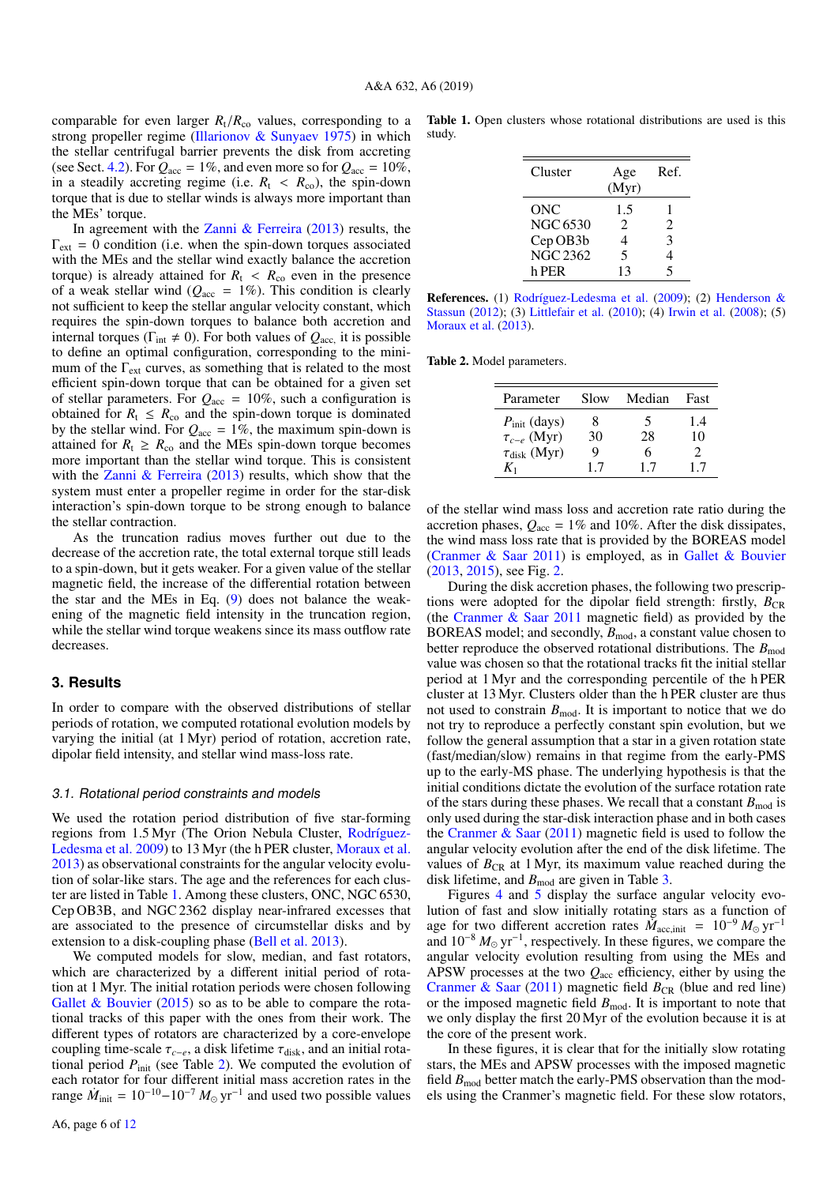comparable for even larger $R_t/R_{co}$ values, corresponding to a strong propeller regime (Illarionov & Sunyaev 1975) in which the stellar centrifugal barrier prevents the disk from accreting (see Sect. 4.2). For $Q_{acc} = 1\%$, and even more so for $Q_{acc} = 10\%$, in a steadily accreting regime (i.e. $R_t < R_{co}$), the spin-down torque that is due to stellar winds is always more important than the MEs' torque.

In agreement with the Zanni & Ferreira (2013) results, the $\Gamma_{ext} = 0$ condition (i.e. when the spin-down torques associated with the MEs and the stellar wind exactly balance the accretion torque) is already attained for $R_t < R_{co}$ even in the presence of a weak stellar wind ($Q_{acc} = 1\%$). This condition is clearly not sufficient to keep the stellar angular velocity constant, which requires the spin-down torques to balance both accretion and internal torques ($\Gamma_{int} \neq 0$). For both values of $Q_{acc,}$ it is possible to define an optimal configuration, corresponding to the minimum of the $\Gamma_{ext}$ curves, as something that is related to the most efficient spin-down torque that can be obtained for a given set of stellar parameters. For $Q_{acc} = 10\%$, such a configuration is obtained for $R_t \leq R_{co}$ and the spin-down torque is dominated by the stellar wind. For $Q_{acc} = 1\%$, the maximum spin-down is attained for $R_t \geq R_{co}$ and the MEs spin-down torque becomes more important than the stellar wind torque. This is consistent with the Zanni & Ferreira (2013) results, which show that the system must enter a propeller regime in order for the star-disk interaction's spin-down torque to be strong enough to balance the stellar contraction.

As the truncation radius moves further out due to the decrease of the accretion rate, the total external torque still leads to a spin-down, but it gets weaker. For a given value of the stellar magnetic field, the increase of the differential rotation between the star and the MEs in Eq. (9) does not balance the weakening of the magnetic field intensity in the truncation region, while the stellar wind torque weakens since its mass outflow rate decreases.

## 3. Results

In order to compare with the observed distributions of stellar periods of rotation, we computed rotational evolution models by varying the initial (at 1 Myr) period of rotation, accretion rate, dipolar field intensity, and stellar wind mass-loss rate.

### 3.1. Rotational period constraints and models

We used the rotation period distribution of five star-forming regions from 1.5 Myr (The Orion Nebula Cluster, Rodríguez-Ledesma et al. 2009) to 13 Myr (the h PER cluster, Moraux et al. 2013) as observational constraints for the angular velocity evolution of solar-like stars. The age and the references for each cluster are listed in Table 1. Among these clusters, ONC, NGC 6530, Cep OB3B, and NGC 2362 display near-infrared excesses that are associated to the presence of circumstellar disks and by extension to a disk-coupling phase (Bell et al. 2013).

We computed models for slow, median, and fast rotators, which are characterized by a different initial period of rotation at 1 Myr. The initial rotation periods were chosen following Gallet & Bouvier (2015) so as to be able to compare the rotational tracks of this paper with the ones from their work. The different types of rotators are characterized by a core-envelope coupling time-scale $\tau_{c-e}$, a disk lifetime $\tau_{disk}$, and an initial rotational period $P_{init}$ (see Table 2). We computed the evolution of each rotator for four different initial mass accretion rates in the range $\dot{M}_{init} = 10^{-10}$–$10^{-7}\ M_\odot\ yr^{-1}$ and used two possible values of the stellar wind mass loss and accretion rate ratio during the accretion phases, $Q_{acc} = 1\%$ and 10%. After the disk dissipates, the wind mass loss rate that is provided by the BOREAS model (Cranmer & Saar 2011) is employed, as in Gallet & Bouvier (2013, 2015), see Fig. 2.

**Table 1.** Open clusters whose rotational distributions are used is this study.

| Cluster | Age (Myr) | Ref. |
|---|---|---|
| ONC | 1.5 | 1 |
| NGC 6530 | 2 | 2 |
| Cep OB3b | 4 | 3 |
| NGC 2362 | 5 | 4 |
| h PER | 13 | 5 |

**References.** (1) Rodríguez-Ledesma et al. (2009); (2) Henderson & Stassun (2012); (3) Littlefair et al. (2010); (4) Irwin et al. (2008); (5) Moraux et al. (2013).

**Table 2.** Model parameters.

| Parameter | Slow | Median | Fast |
|---|---|---|---|
| $P_{init}$ (days) | 8 | 5 | 1.4 |
| $\tau_{c-e}$ (Myr) | 30 | 28 | 10 |
| $\tau_{disk}$ (Myr) | 9 | 6 | 2 |
| $K_1$ | 1.7 | 1.7 | 1.7 |

During the disk accretion phases, the following two prescriptions were adopted for the dipolar field strength: firstly, $B_{CR}$ (the Cranmer & Saar 2011 magnetic field) as provided by the BOREAS model; and secondly, $B_{mod}$, a constant value chosen to better reproduce the observed rotational distributions. The $B_{mod}$ value was chosen so that the rotational tracks fit the initial stellar period at 1 Myr and the corresponding percentile of the h PER cluster at 13 Myr. Clusters older than the h PER cluster are thus not used to constrain $B_{mod}$. It is important to notice that we do not try to reproduce a perfectly constant spin evolution, but we follow the general assumption that a star in a given rotation state (fast/median/slow) remains in that regime from the early-PMS up to the early-MS phase. The underlying hypothesis is that the initial conditions dictate the evolution of the surface rotation rate of the stars during these phases. We recall that a constant $B_{mod}$ is only used during the star-disk interaction phase and in both cases the Cranmer & Saar (2011) magnetic field is used to follow the angular velocity evolution after the end of the disk lifetime. The values of $B_{CR}$ at 1 Myr, its maximum value reached during the disk lifetime, and $B_{mod}$ are given in Table 3.

Figures 4 and 5 display the surface angular velocity evolution of fast and slow initially rotating stars as a function of age for two different accretion rates $\dot{M}_{acc,init} = 10^{-9}\ M_\odot\ yr^{-1}$ and $10^{-8}\ M_\odot\ yr^{-1}$, respectively. In these figures, we compare the angular velocity evolution resulting from using the MEs and APSW processes at the two $Q_{acc}$ efficiency, either by using the Cranmer & Saar (2011) magnetic field $B_{CR}$ (blue and red line) or the imposed magnetic field $B_{mod}$. It is important to note that we only display the first 20 Myr of the evolution because it is at the core of the present work.

In these figures, it is clear that for the initially slow rotating stars, the MEs and APSW processes with the imposed magnetic field $B_{mod}$ better match the early-PMS observation than the models using the Cranmer's magnetic field. For these slow rotators,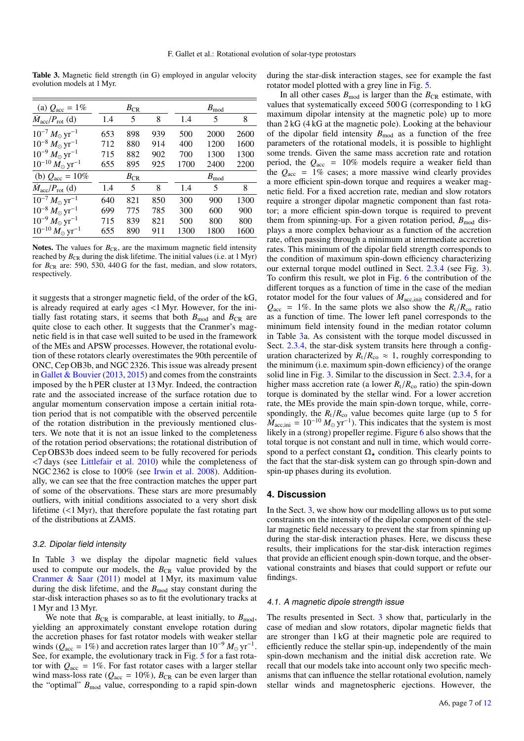**Table 3.** Magnetic field strength (in G) employed in angular velocity evolution models at 1 Myr.

| (a) $Q_{acc}$ = 1% | $B_{CR}$ | | | $B_{mod}$ | | |
|---|---|---|---|---|---|---|
| $\dot{M}_{acc}/P_{rot}$ (d) | 1.4 | 5 | 8 | 1.4 | 5 | 8 |
| $10^{-7}\,M_\odot\,\mathrm{yr}^{-1}$ | 653 | 898 | 939 | 500 | 2000 | 2600 |
| $10^{-8}\,M_\odot\,\mathrm{yr}^{-1}$ | 712 | 880 | 914 | 400 | 1200 | 1600 |
| $10^{-9}\,M_\odot\,\mathrm{yr}^{-1}$ | 715 | 882 | 902 | 700 | 1300 | 1300 |
| $10^{-10}\,M_\odot\,\mathrm{yr}^{-1}$ | 655 | 895 | 925 | 1700 | 2400 | 2200 |
| (b) $Q_{acc}$ = 10% | $B_{CR}$ | | | $B_{mod}$ | | |
| $\dot{M}_{acc}/P_{rot}$ (d) | 1.4 | 5 | 8 | 1.4 | 5 | 8 |
| $10^{-7}\,M_\odot\,\mathrm{yr}^{-1}$ | 640 | 821 | 850 | 300 | 900 | 1300 |
| $10^{-8}\,M_\odot\,\mathrm{yr}^{-1}$ | 699 | 775 | 785 | 300 | 600 | 900 |
| $10^{-9}\,M_\odot\,\mathrm{yr}^{-1}$ | 715 | 839 | 821 | 500 | 800 | 800 |
| $10^{-10}\,M_\odot\,\mathrm{yr}^{-1}$ | 655 | 890 | 911 | 1300 | 1800 | 1600 |

**Notes.** The values for $B_{CR}$, are the maximum magnetic field intensity reached by $B_{CR}$ during the disk lifetime. The initial values (i.e. at 1 Myr) for $B_{CR}$ are: 590, 530, 440 G for the fast, median, and slow rotators, respectively.

it suggests that a stronger magnetic field, of the order of the kG, is already required at early ages <1 Myr. However, for the initially fast rotating stars, it seems that both $B_{mod}$ and $B_{CR}$ are quite close to each other. It suggests that the Cranmer's magnetic field is in that case well suited to be used in the framework of the MEs and APSW processes. However, the rotational evolution of these rotators clearly overestimates the 90th percentile of ONC, Cep OB3b, and NGC 2326. This issue was already present in Gallet & Bouvier (2013, 2015) and comes from the constraints imposed by the h PER cluster at 13 Myr. Indeed, the contraction rate and the associated increase of the surface rotation due to angular momentum conservation impose a certain initial rotation period that is not compatible with the observed percentile of the rotation distribution in the previously mentioned clusters. We note that it is not an issue linked to the completeness of the rotation period observations; the rotational distribution of Cep OBS3b does indeed seem to be fully recovered for periods <7 days (see Littlefair et al. 2010) while the completeness of NGC 2362 is close to 100% (see Irwin et al. 2008). Additionally, we can see that the free contraction matches the upper part of some of the observations. These stars are more presumably outliers, with initial conditions associated to a very short disk lifetime (<1 Myr), that therefore populate the fast rotating part of the distributions at ZAMS.

### 3.2. Dipolar field intensity

In Table 3 we display the dipolar magnetic field values used to compute our models, the $B_{CR}$ value provided by the Cranmer & Saar (2011) model at 1 Myr, its maximum value during the disk lifetime, and the $B_{mod}$ stay constant during the star-disk interaction phases so as to fit the evolutionary tracks at 1 Myr and 13 Myr.

We note that $B_{CR}$ is comparable, at least initially, to $B_{mod}$, yielding an approximately constant envelope rotation during the accretion phases for fast rotator models with weaker stellar winds ($Q_{acc}$ = 1%) and accretion rates larger than $10^{-9}\,M_\odot\,\mathrm{yr}^{-1}$. See, for example, the evolutionary track in Fig. 5 for a fast rotator with $Q_{acc}$ = 1%. For fast rotator cases with a larger stellar wind mass-loss rate ($Q_{acc}$ = 10%), $B_{CR}$ can be even larger than the "optimal" $B_{mod}$ value, corresponding to a rapid spin-down during the star-disk interaction stages, see for example the fast rotator model plotted with a grey line in Fig. 5.

In all other cases $B_{mod}$ is larger than the $B_{CR}$ estimate, with values that systematically exceed 500 G (corresponding to 1 kG maximum dipolar intensity at the magnetic pole) up to more than 2 kG (4 kG at the magnetic pole). Looking at the behaviour of the dipolar field intensity $B_{mod}$ as a function of the free parameters of the rotational models, it is possible to highlight some trends. Given the same mass accretion rate and rotation period, the $Q_{acc}$ = 10% models require a weaker field than the $Q_{acc}$ = 1% cases; a more massive wind clearly provides a more efficient spin-down torque and requires a weaker magnetic field. For a fixed accretion rate, median and slow rotators require a stronger dipolar magnetic component than fast rotator; a more efficient spin-down torque is required to prevent them from spinning-up. For a given rotation period, $B_{mod}$ displays a more complex behaviour as a function of the accretion rate, often passing through a minimum at intermediate accretion rates. This minimum of the dipolar field strength corresponds to the condition of maximum spin-down efficiency characterizing our external torque model outlined in Sect. 2.3.4 (see Fig. 3). To confirm this result, we plot in Fig. 6 the contribution of the different torques as a function of time in the case of the median rotator model for the four values of $\dot{M}_{acc,init}$ considered and for $Q_{acc}$ = 1%. In the same plots we also show the $R_t/R_{co}$ ratio as a function of time. The lower left panel corresponds to the minimum field intensity found in the median rotator column in Table 3a. As consistent with the torque model discussed in Sect. 2.3.4, the star-disk system transits here through a configuration characterized by $R_t/R_{co} \approx 1$, roughly corresponding to the minimum (i.e. maximum spin-down efficiency) of the orange solid line in Fig. 3. Similar to the discussion in Sect. 2.3.4, for a higher mass accretion rate (a lower $R_t/R_{co}$ ratio) the spin-down torque is dominated by the stellar wind. For a lower accretion rate, the MEs provide the main spin-down torque, while, correspondingly, the $R_t/R_{co}$ value becomes quite large (up to 5 for $\dot{M}_{acc,ini} = 10^{-10}\,M_\odot\,\mathrm{yr}^{-1}$). This indicates that the system is most likely in a (strong) propeller regime. Figure 6 also shows that the total torque is not constant and null in time, which would correspond to a perfect constant $\Omega_\star$ condition. This clearly points to the fact that the star-disk system can go through spin-down and spin-up phases during its evolution.

## 4. Discussion

In the Sect. 3, we show how our modelling allows us to put some constraints on the intensity of the dipolar component of the stellar magnetic field necessary to prevent the star from spinning up during the star-disk interaction phases. Here, we discuss these results, their implications for the star-disk interaction regimes that provide an efficient enough spin-down torque, and the observational constraints and biases that could support or refute our findings.

### 4.1. A magnetic dipole strength issue

The results presented in Sect. 3 show that, particularly in the case of median and slow rotators, dipolar magnetic fields that are stronger than 1 kG at their magnetic pole are required to efficiently reduce the stellar spin-up, independently of the main spin-down mechanism and the initial disk accretion rate. We recall that our models take into account only two specific mechanisms that can influence the stellar rotational evolution, namely stellar winds and magnetospheric ejections. However, the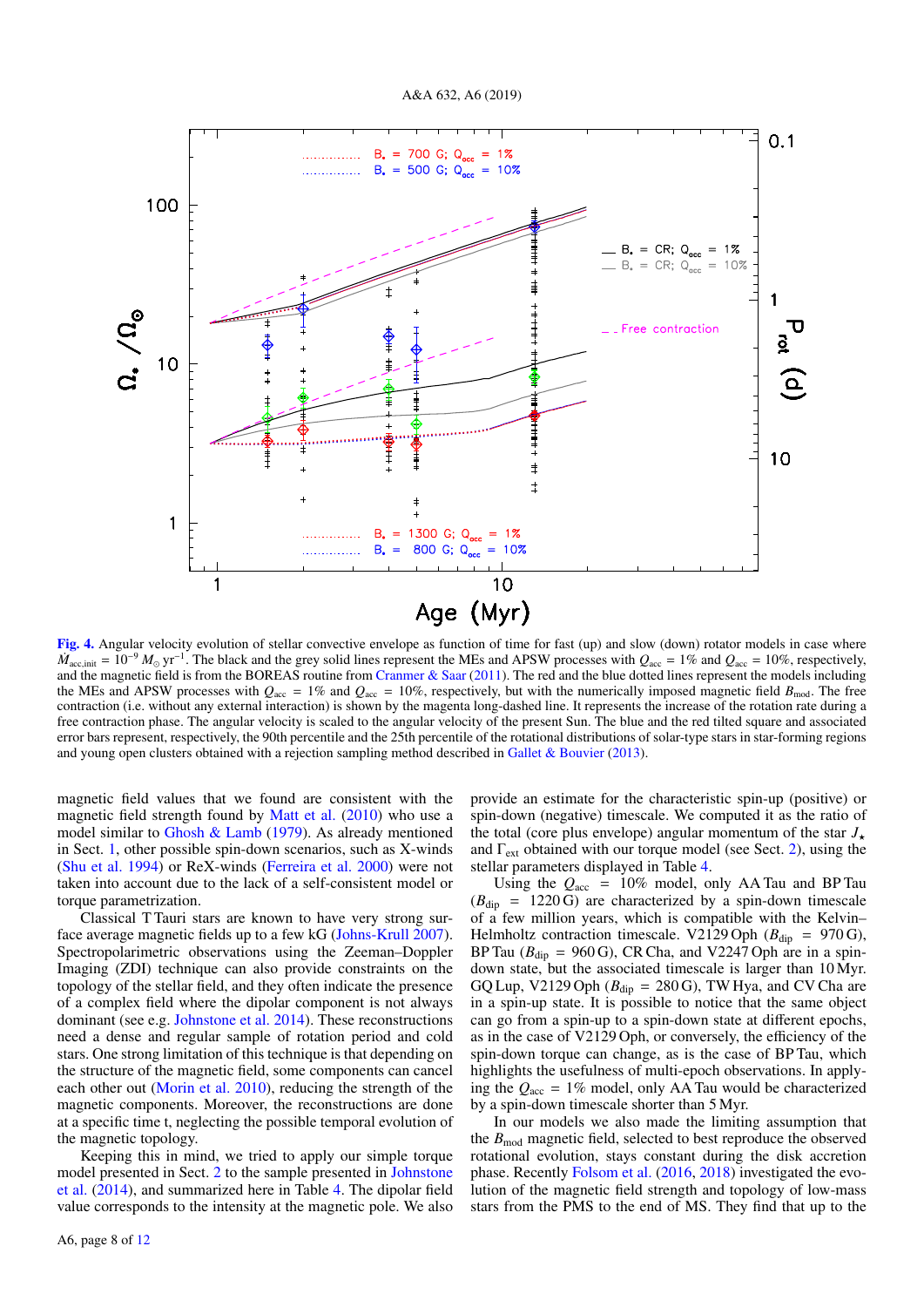**Fig. 4.** Angular velocity evolution of stellar convective envelope as function of time for fast (up) and slow (down) rotator models in case where $\dot{M}_{\rm acc,init} = 10^{-9}\, M_{\odot}\,{\rm yr}^{-1}$. The black and the grey solid lines represent the MEs and APSW processes with $Q_{\rm acc} = 1\%$ and $Q_{\rm acc} = 10\%$, respectively, and the magnetic field is from the BOREAS routine from Cranmer & Saar (2011). The red and the blue dotted lines represent the models including the MEs and APSW processes with $Q_{\rm acc} = 1\%$ and $Q_{\rm acc} = 10\%$, respectively, but with the numerically imposed magnetic field $B_{\rm mod}$. The free contraction (i.e. without any external interaction) is shown by the magenta long-dashed line. It represents the increase of the rotation rate during a free contraction phase. The angular velocity is scaled to the angular velocity of the present Sun. The blue and the red tilted square and associated error bars represent, respectively, the 90th percentile and the 25th percentile of the rotational distributions of solar-type stars in star-forming regions and young open clusters obtained with a rejection sampling method described in Gallet & Bouvier (2013).

magnetic field values that we found are consistent with the magnetic field strength found by Matt et al. (2010) who use a model similar to Ghosh & Lamb (1979). As already mentioned in Sect. 1, other possible spin-down scenarios, such as X-winds (Shu et al. 1994) or ReX-winds (Ferreira et al. 2000) were not taken into account due to the lack of a self-consistent model or torque parametrization.

Classical T Tauri stars are known to have very strong surface average magnetic fields up to a few kG (Johns-Krull 2007). Spectropolarimetric observations using the Zeeman–Doppler Imaging (ZDI) technique can also provide constraints on the topology of the stellar field, and they often indicate the presence of a complex field where the dipolar component is not always dominant (see e.g. Johnstone et al. 2014). These reconstructions need a dense and regular sample of rotation period and cold stars. One strong limitation of this technique is that depending on the structure of the magnetic field, some components can cancel each other out (Morin et al. 2010), reducing the strength of the magnetic components. Moreover, the reconstructions are done at a specific time t, neglecting the possible temporal evolution of the magnetic topology.

Keeping this in mind, we tried to apply our simple torque model presented in Sect. 2 to the sample presented in Johnstone et al. (2014), and summarized here in Table 4. The dipolar field value corresponds to the intensity at the magnetic pole. We also provide an estimate for the characteristic spin-up (positive) or spin-down (negative) timescale. We computed it as the ratio of the total (core plus envelope) angular momentum of the star $J_\star$ and $\Gamma_{\rm ext}$ obtained with our torque model (see Sect. 2), using the stellar parameters displayed in Table 4.

Using the $Q_{\rm acc} = 10\%$ model, only AA Tau and BP Tau ($B_{\rm dip} = 1220$ G) are characterized by a spin-down timescale of a few million years, which is compatible with the Kelvin–Helmholtz contraction timescale. V2129 Oph ($B_{\rm dip} = 970$ G), BP Tau ($B_{\rm dip} = 960$ G), CR Cha, and V2247 Oph are in a spin-down state, but the associated timescale is larger than 10 Myr. GQ Lup, V2129 Oph ($B_{\rm dip} = 280$ G), TW Hya, and CV Cha are in a spin-up state. It is possible to notice that the same object can go from a spin-up to a spin-down state at different epochs, as in the case of V2129 Oph, or conversely, the efficiency of the spin-down torque can change, as is the case of BP Tau, which highlights the usefulness of multi-epoch observations. In applying the $Q_{\rm acc} = 1\%$ model, only AA Tau would be characterized by a spin-down timescale shorter than 5 Myr.

In our models we also made the limiting assumption that the $B_{\rm mod}$ magnetic field, selected to best reproduce the observed rotational evolution, stays constant during the disk accretion phase. Recently Folsom et al. (2016, 2018) investigated the evolution of the magnetic field strength and topology of low-mass stars from the PMS to the end of MS. They find that up to the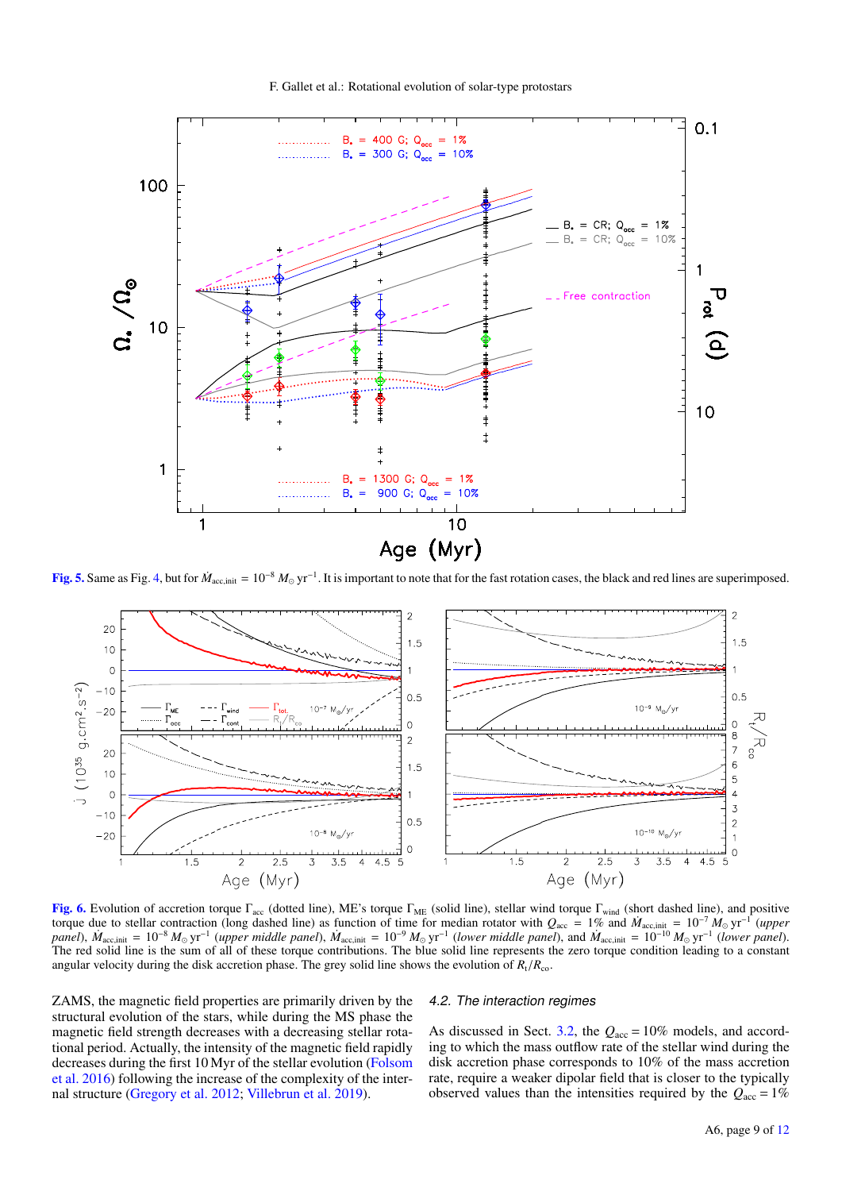**Fig. 5.** Same as Fig. 4, but for $\dot{M}_{\rm acc,init} = 10^{-8}\,M_\odot\,{\rm yr}^{-1}$. It is important to note that for the fast rotation cases, the black and red lines are superimposed.

**Fig. 6.** Evolution of accretion torque $\Gamma_{\rm acc}$ (dotted line), ME's torque $\Gamma_{\rm ME}$ (solid line), stellar wind torque $\Gamma_{\rm wind}$ (short dashed line), and positive torque due to stellar contraction (long dashed line) as function of time for median rotator with $Q_{\rm acc} = 1\%$ and $\dot{M}_{\rm acc,init} = 10^{-7}\,M_\odot\,{\rm yr}^{-1}$ (*upper panel*), $\dot{M}_{\rm acc,init} = 10^{-8}\,M_\odot\,{\rm yr}^{-1}$ (*upper middle panel*), $\dot{M}_{\rm acc,init} = 10^{-9}\,M_\odot\,{\rm yr}^{-1}$ (*lower middle panel*), and $\dot{M}_{\rm acc,init} = 10^{-10}\,M_\odot\,{\rm yr}^{-1}$ (*lower panel*). The red solid line is the sum of all of these torque contributions. The blue solid line represents the zero torque condition leading to a constant angular velocity during the disk accretion phase. The grey solid line shows the evolution of $R_{\rm t}/R_{\rm co}$.

ZAMS, the magnetic field properties are primarily driven by the structural evolution of the stars, while during the MS phase the magnetic field strength decreases with a decreasing stellar rotational period. Actually, the intensity of the magnetic field rapidly decreases during the first 10 Myr of the stellar evolution (Folsom et al. 2016) following the increase of the complexity of the internal structure (Gregory et al. 2012; Villebrun et al. 2019).

### 4.2. The interaction regimes

As discussed in Sect. 3.2, the $Q_{\rm acc} = 10\%$ models, and according to which the mass outflow rate of the stellar wind during the disk accretion phase corresponds to 10% of the mass accretion rate, require a weaker dipolar field that is closer to the typically observed values than the intensities required by the $Q_{\rm acc} = 1\%$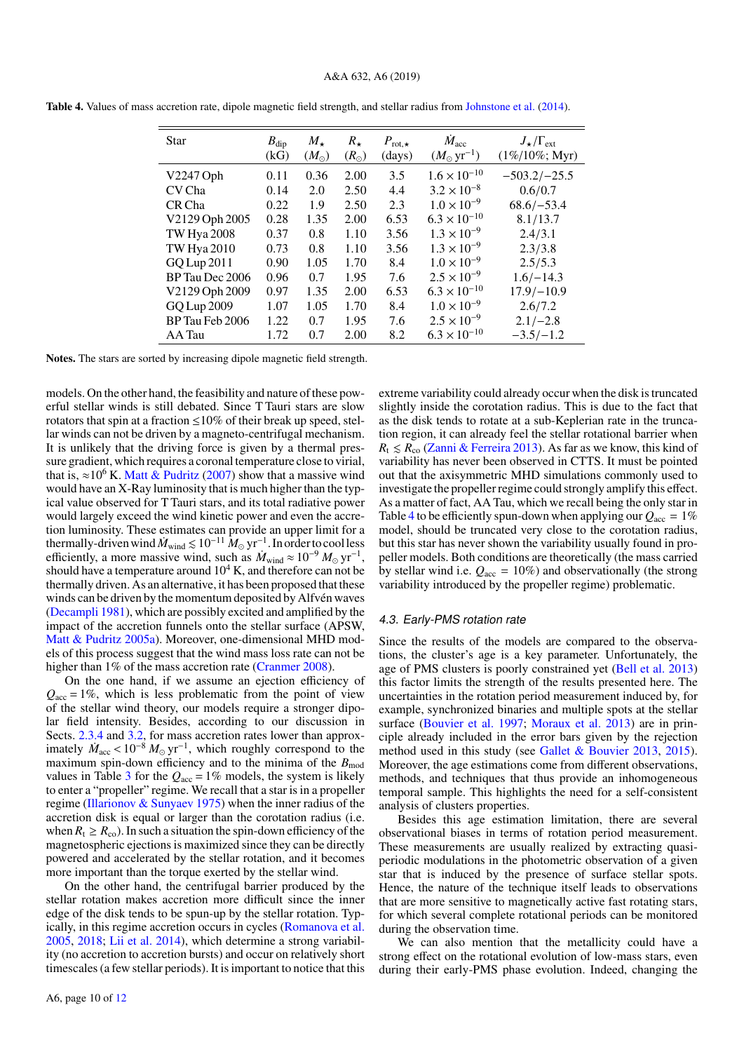**Table 4.** Values of mass accretion rate, dipole magnetic field strength, and stellar radius from Johnstone et al. (2014).

| Star | $B_{\rm dip}$ (kG) | $M_\star$ ($M_\odot$) | $R_\star$ ($R_\odot$) | $P_{\rm rot,\star}$ (days) | $\dot{M}_{\rm acc}$ ($M_\odot\,{\rm yr}^{-1}$) | $J_\star/\Gamma_{\rm ext}$ (1%/10%; Myr) |
|---|---|---|---|---|---|---|
| V2247 Oph | 0.11 | 0.36 | 2.00 | 3.5 | $1.6\times10^{-10}$ | −503.2/−25.5 |
| CV Cha | 0.14 | 2.0 | 2.50 | 4.4 | $3.2\times10^{-8}$ | 0.6/0.7 |
| CR Cha | 0.22 | 1.9 | 2.50 | 2.3 | $1.0\times10^{-9}$ | 68.6/−53.4 |
| V2129 Oph 2005 | 0.28 | 1.35 | 2.00 | 6.53 | $6.3\times10^{-10}$ | 8.1/13.7 |
| TW Hya 2008 | 0.37 | 0.8 | 1.10 | 3.56 | $1.3\times10^{-9}$ | 2.4/3.1 |
| TW Hya 2010 | 0.73 | 0.8 | 1.10 | 3.56 | $1.3\times10^{-9}$ | 2.3/3.8 |
| GQ Lup 2011 | 0.90 | 1.05 | 1.70 | 8.4 | $1.0\times10^{-9}$ | 2.5/5.3 |
| BP Tau Dec 2006 | 0.96 | 0.7 | 1.95 | 7.6 | $2.5\times10^{-9}$ | 1.6/−14.3 |
| V2129 Oph 2009 | 0.97 | 1.35 | 2.00 | 6.53 | $6.3\times10^{-10}$ | 17.9/−10.9 |
| GQ Lup 2009 | 1.07 | 1.05 | 1.70 | 8.4 | $1.0\times10^{-9}$ | 2.6/7.2 |
| BP Tau Feb 2006 | 1.22 | 0.7 | 1.95 | 7.6 | $2.5\times10^{-9}$ | 2.1/−2.8 |
| AA Tau | 1.72 | 0.7 | 2.00 | 8.2 | $6.3\times10^{-10}$ | −3.5/−1.2 |

**Notes.** The stars are sorted by increasing dipole magnetic field strength.

models. On the other hand, the feasibility and nature of these powerful stellar winds is still debated. Since T Tauri stars are slow rotators that spin at a fraction ≲10% of their break up speed, stellar winds can not be driven by a magneto-centrifugal mechanism. It is unlikely that the driving force is given by a thermal pressure gradient, which requires a coronal temperature close to virial, that is, $\approx 10^6$ K. Matt & Pudritz (2007) show that a massive wind would have an X-Ray luminosity that is much higher than the typical value observed for T Tauri stars, and its total radiative power would largely exceed the wind kinetic power and even the accretion luminosity. These estimates can provide an upper limit for a thermally-driven wind $\dot{M}_{\rm wind} \lesssim 10^{-11}\,M_\odot\,{\rm yr}^{-1}$. In order to cool less efficiently, a more massive wind, such as $\dot{M}_{\rm wind} \approx 10^{-9}\,M_\odot\,{\rm yr}^{-1}$, should have a temperature around $10^4$ K, and therefore can not be thermally driven. As an alternative, it has been proposed that these winds can be driven by the momentum deposited by Alfvén waves (Decampli 1981), which are possibly excited and amplified by the impact of the accretion funnels onto the stellar surface (APSW, Matt & Pudritz 2005a). Moreover, one-dimensional MHD models of this process suggest that the wind mass loss rate can not be higher than 1% of the mass accretion rate (Cranmer 2008).

On the one hand, if we assume an ejection efficiency of $Q_{\rm acc} = 1\%$, which is less problematic from the point of view of the stellar wind theory, our models require a stronger dipolar field intensity. Besides, according to our discussion in Sects. 2.3.4 and 3.2, for mass accretion rates lower than approximately $\dot{M}_{\rm acc} < 10^{-8}\,M_\odot\,{\rm yr}^{-1}$, which roughly correspond to the maximum spin-down efficiency and to the minima of the $B_{\rm mod}$ values in Table 3 for the $Q_{\rm acc} = 1\%$ models, the system is likely to enter a "propeller" regime. We recall that a star is in a propeller regime (Illarionov & Sunyaev 1975) when the inner radius of the accretion disk is equal or larger than the corotation radius (i.e. when $R_{\rm t} \geq R_{\rm co}$). In such a situation the spin-down efficiency of the magnetospheric ejections is maximized since they can be directly powered and accelerated by the stellar rotation, and it becomes more important than the torque exerted by the stellar wind.

On the other hand, the centrifugal barrier produced by the stellar rotation makes accretion more difficult since the inner edge of the disk tends to be spun-up by the stellar rotation. Typically, in this regime accretion occurs in cycles (Romanova et al. 2005, 2018; Lii et al. 2014), which determine a strong variability (no accretion to accretion bursts) and occur on relatively short timescales (a few stellar periods). It is important to notice that this extreme variability could already occur when the disk is truncated slightly inside the corotation radius. This is due to the fact that as the disk tends to rotate at a sub-Keplerian rate in the truncation region, it can already feel the stellar rotational barrier when $R_{\rm t} \lesssim R_{\rm co}$ (Zanni & Ferreira 2013). As far as we know, this kind of variability has never been observed in CTTS. It must be pointed out that the axisymmetric MHD simulations commonly used to investigate the propeller regime could strongly amplify this effect. As a matter of fact, AA Tau, which we recall being the only star in Table 4 to be efficiently spun-down when applying our $Q_{\rm acc} = 1\%$ model, should be truncated very close to the corotation radius, but this star has never shown the variability usually found in propeller models. Both conditions are theoretically (the mass carried by stellar wind i.e. $Q_{\rm acc} = 10\%$) and observationally (the strong variability introduced by the propeller regime) problematic.

### 4.3. Early-PMS rotation rate

Since the results of the models are compared to the observations, the cluster's age is a key parameter. Unfortunately, the age of PMS clusters is poorly constrained yet (Bell et al. 2013) this factor limits the strength of the results presented here. The uncertainties in the rotation period measurement induced by, for example, synchronized binaries and multiple spots at the stellar surface (Bouvier et al. 1997; Moraux et al. 2013) are in principle already included in the error bars given by the rejection method used in this study (see Gallet & Bouvier 2013, 2015). Moreover, the age estimations come from different observations, methods, and techniques that thus provide an inhomogeneous temporal sample. This highlights the need for a self-consistent analysis of clusters properties.

Besides this age estimation limitation, there are several observational biases in terms of rotation period measurement. These measurements are usually realized by extracting quasi-periodic modulations in the photometric observation of a given star that is induced by the presence of surface stellar spots. Hence, the nature of the technique itself leads to observations that are more sensitive to magnetically active fast rotating stars, for which several complete rotational periods can be monitored during the observation time.

We can also mention that the metallicity could have a strong effect on the rotational evolution of low-mass stars, even during their early-PMS phase evolution. Indeed, changing the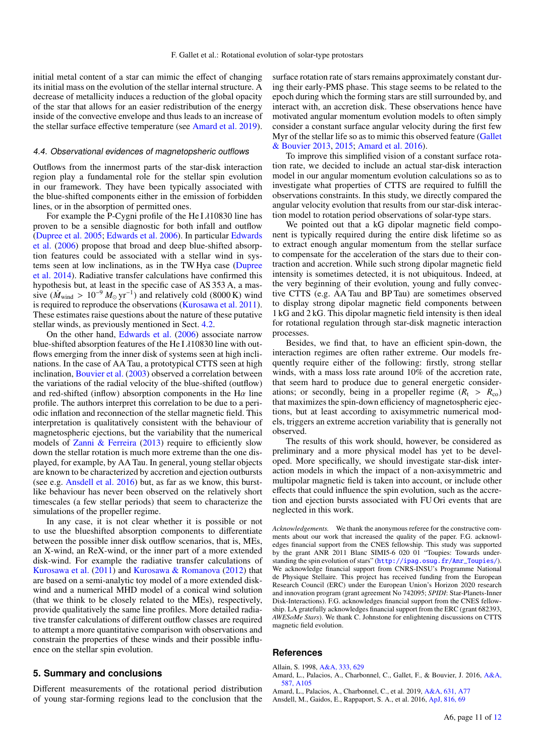initial metal content of a star can mimic the effect of changing its initial mass on the evolution of the stellar internal structure. A decrease of metallicity induces a reduction of the global opacity of the star that allows for an easier redistribution of the energy inside of the convective envelope and thus leads to an increase of the stellar surface effective temperature (see Amard et al. 2019).

### *4.4. Observational evidences of magnetopsheric outflows*

Outflows from the innermost parts of the star-disk interaction region play a fundamental role for the stellar spin evolution in our framework. They have been typically associated with the blue-shifted components either in the emission of forbidden lines, or in the absorption of permitted ones.

For example the P-Cygni profile of the He I $\lambda$10830 line has proven to be a sensible diagnostic for both infall and outflow (Dupree et al. 2005; Edwards et al. 2006). In particular Edwards et al. (2006) propose that broad and deep blue-shifted absorption features could be associated with a stellar wind in systems seen at low inclinations, as in the TW Hya case (Dupree et al. 2014). Radiative transfer calculations have confirmed this hypothesis but, at least in the specific case of AS 353 A, a massive ($\dot{M}_{\rm wind} > 10^{-9}\,M_\odot\,{\rm yr}^{-1}$) and relatively cold (8000 K) wind is required to reproduce the observations (Kurosawa et al. 2011). These estimates raise questions about the nature of these putative stellar winds, as previously mentioned in Sect. 4.2.

On the other hand, Edwards et al. (2006) associate narrow blue-shifted absorption features of the He I $\lambda$10830 line with outflows emerging from the inner disk of systems seen at high inclinations. In the case of AA Tau, a prototypical CTTS seen at high inclination, Bouvier et al. (2003) observed a correlation between the variations of the radial velocity of the blue-shifted (outflow) and red-shifted (inflow) absorption components in the H$\alpha$ line profile. The authors interpret this correlation to be due to a periodic inflation and reconnection of the stellar magnetic field. This interpretation is qualitatively consistent with the behaviour of magnetospheric ejections, but the variability that the numerical models of Zanni & Ferreira (2013) require to efficiently slow down the stellar rotation is much more extreme than the one displayed, for example, by AA Tau. In general, young stellar objects are known to be characterized by accretion and ejection outbursts (see e.g. Ansdell et al. 2016) but, as far as we know, this burst-like behaviour has never been observed on the relatively short timescales (a few stellar periods) that seem to characterize the simulations of the propeller regime.

In any case, it is not clear whether it is possible or not to use the blueshifted absorption components to differentiate between the possible inner disk outflow scenarios, that is, MEs, an X-wind, an ReX-wind, or the inner part of a more extended disk-wind. For example the radiative transfer calculations of Kurosawa et al. (2011) and Kurosawa & Romanova (2012) that are based on a semi-analytic toy model of a more extended disk-wind and a numerical MHD model of a conical wind solution (that we think to be closely related to the MEs), respectively, provide qualitatively the same line profiles. More detailed radiative transfer calculations of different outflow classes are required to attempt a more quantitative comparison with observations and constrain the properties of these winds and their possible influence on the stellar spin evolution.

## 5. Summary and conclusions

Different measurements of the rotational period distribution of young star-forming regions lead to the conclusion that the surface rotation rate of stars remains approximately constant during their early-PMS phase. This stage seems to be related to the epoch during which the forming stars are still surrounded by, and interact with, an accretion disk. These observations hence have motivated angular momentum evolution models to often simply consider a constant surface angular velocity during the first few Myr of the stellar life so as to mimic this observed feature (Gallet & Bouvier 2013, 2015; Amard et al. 2016).

To improve this simplified vision of a constant surface rotation rate, we decided to include an actual star-disk interaction model in our angular momentum evolution calculations so as to investigate what properties of CTTS are required to fulfill the observations constraints. In this study, we directly compared the angular velocity evolution that results from our star-disk interaction model to rotation period observations of solar-type stars.

We pointed out that a kG dipolar magnetic field component is typically required during the entire disk lifetime so as to extract enough angular momentum from the stellar surface to compensate for the acceleration of the stars due to their contraction and accretion. While such strong dipolar magnetic field intensity is sometimes detected, it is not ubiquitous. Indeed, at the very beginning of their evolution, young and fully convective CTTS (e.g. AA Tau and BP Tau) are sometimes observed to display strong dipolar magnetic field components between 1 kG and 2 kG. This dipolar magnetic field intensity is then ideal for rotational regulation through star-disk magnetic interaction processes.

Besides, we find that, to have an efficient spin-down, the interaction regimes are often rather extreme. Our models frequently require either of the following: firstly, strong stellar winds, with a mass loss rate around 10% of the accretion rate, that seem hard to produce due to general energetic considerations; or secondly, being in a propeller regime ($R_{\rm t} > R_{\rm co}$) that maximizes the spin-down efficiency of magnetospheric ejections, but at least according to axisymmetric numerical models, triggers an extreme accretion variability that is generally not observed.

The results of this work should, however, be considered as preliminary and a more physical model has yet to be developed. More specifically, we should investigate star-disk interaction models in which the impact of a non-axisymmetric and multipolar magnetic field is taken into account, or include other effects that could influence the spin evolution, such as the accretion and ejection bursts associated with FU Ori events that are neglected in this work.

*Acknowledgements.* We thank the anonymous referee for the constructive comments about our work that increased the quality of the paper. F.G. acknowledges financial support from the CNES fellowship. This study was supported by the grant ANR 2011 Blanc SIMI5-6 020 01 "Toupies: Towards understanding the spin evolution of stars" (http://ipag.osug.fr/Anr_Toupies/). We acknowledge financial support from CNRS-INSU's Programme National de Physique Stellaire. This project has received funding from the European Research Council (ERC) under the European Union's Horizon 2020 research and innovation program (grant agreement No 742095; *SPIDI*: Star-Planets-Inner Disk-Interactions). F.G. acknowledges financial support from the CNES fellowship. LA gratefully acknowledges financial support from the ERC (grant 682393, *AWESoMe Stars*). We thank C. Johnstone for enlightening discussions on CTTS magnetic field evolution.

## References

Allain, S. 1998, A&A, 333, 629
Amard, L., Palacios, A., Charbonnel, C., Gallet, F., & Bouvier, J. 2016, A&A, 587, A105
Amard, L., Palacios, A., Charbonnel, C., et al. 2019, A&A, 631, A77
Ansdell, M., Gaidos, E., Rappaport, S. A., et al. 2016, ApJ, 816, 69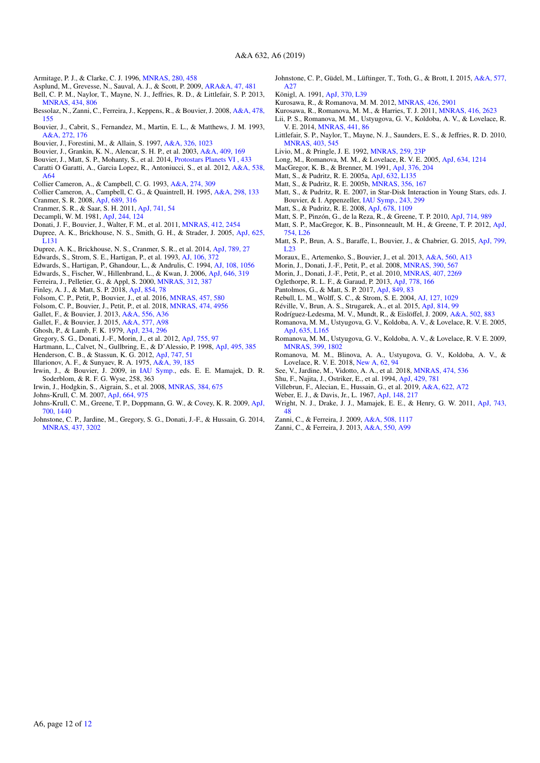Armitage, P. J., & Clarke, C. J. 1996, MNRAS, 280, 458
Asplund, M., Grevesse, N., Sauval, A. J., & Scott, P. 2009, ARA&A, 47, 481
Bell, C. P. M., Naylor, T., Mayne, N. J., Jeffries, R. D., & Littlefair, S. P. 2013, MNRAS, 434, 806
Bessolaz, N., Zanni, C., Ferreira, J., Keppens, R., & Bouvier, J. 2008, A&A, 478, 155
Bouvier, J., Cabrit, S., Fernandez, M., Martin, E. L., & Matthews, J. M. 1993, A&A, 272, 176
Bouvier, J., Forestini, M., & Allain, S. 1997, A&A, 326, 1023
Bouvier, J., Grankin, K. N., Alencar, S. H. P., et al. 2003, A&A, 409, 169
Bouvier, J., Matt, S. P., Mohanty, S., et al. 2014, Protostars Planets VI , 433
Caratti O Garatti, A., Garcia Lopez, R., Antoniucci, S., et al. 2012, A&A, 538, A64
Collier Cameron, A., & Campbell, C. G. 1993, A&A, 274, 309
Collier Cameron, A., Campbell, C. G., & Quaintrell, H. 1995, A&A, 298, 133
Cranmer, S. R. 2008, ApJ, 689, 316
Cranmer, S. R., & Saar, S. H. 2011, ApJ, 741, 54
Decampli, W. M. 1981, ApJ, 244, 124
Donati, J. F., Bouvier, J., Walter, F. M., et al. 2011, MNRAS, 412, 2454
Dupree, A. K., Brickhouse, N. S., Smith, G. H., & Strader, J. 2005, ApJ, 625, L131
Dupree, A. K., Brickhouse, N. S., Cranmer, S. R., et al. 2014, ApJ, 789, 27
Edwards, S., Strom, S. E., Hartigan, P., et al. 1993, AJ, 106, 372
Edwards, S., Hartigan, P., Ghandour, L., & Andrulis, C. 1994, AJ, 108, 1056
Edwards, S., Fischer, W., Hillenbrand, L., & Kwan, J. 2006, ApJ, 646, 319
Ferreira, J., Pelletier, G., & Appl, S. 2000, MNRAS, 312, 387
Finley, A. J., & Matt, S. P. 2018, ApJ, 854, 78
Folsom, C. P., Petit, P., Bouvier, J., et al. 2016, MNRAS, 457, 580
Folsom, C. P., Bouvier, J., Petit, P., et al. 2018, MNRAS, 474, 4956
Gallet, F., & Bouvier, J. 2013, A&A, 556, A36
Gallet, F., & Bouvier, J. 2015, A&A, 577, A98
Ghosh, P., & Lamb, F. K. 1979, ApJ, 234, 296
Gregory, S. G., Donati, J.-F., Morin, J., et al. 2012, ApJ, 755, 97
Hartmann, L., Calvet, N., Gullbring, E., & D'Alessio, P. 1998, ApJ, 495, 385
Henderson, C. B., & Stassun, K. G. 2012, ApJ, 747, 51
Illarionov, A. F., & Sunyaev, R. A. 1975, A&A, 39, 185
Irwin, J., & Bouvier, J. 2009, in IAU Symp., eds. E. E. Mamajek, D. R. Soderblom, & R. F. G. Wyse, 258, 363
Irwin, J., Hodgkin, S., Aigrain, S., et al. 2008, MNRAS, 384, 675
Johns-Krull, C. M. 2007, ApJ, 664, 975
Johns-Krull, C. M., Greene, T. P., Doppmann, G. W., & Covey, K. R. 2009, ApJ, 700, 1440
Johnstone, C. P., Jardine, M., Gregory, S. G., Donati, J.-F., & Hussain, G. 2014, MNRAS, 437, 3202
Johnstone, C. P., Güdel, M., Lüftinger, T., Toth, G., & Brott, I. 2015, A&A, 577, A27
Königl, A. 1991, ApJ, 370, L39
Kurosawa, R., & Romanova, M. M. 2012, MNRAS, 426, 2901
Kurosawa, R., Romanova, M. M., & Harries, T. J. 2011, MNRAS, 416, 2623
Lii, P. S., Romanova, M. M., Ustyugova, G. V., Koldoba, A. V., & Lovelace, R. V. E. 2014, MNRAS, 441, 86
Littlefair, S. P., Naylor, T., Mayne, N. J., Saunders, E. S., & Jeffries, R. D. 2010, MNRAS, 403, 545
Livio, M., & Pringle, J. E. 1992, MNRAS, 259, 23P
Long, M., Romanova, M. M., & Lovelace, R. V. E. 2005, ApJ, 634, 1214
MacGregor, K. B., & Brenner, M. 1991, ApJ, 376, 204
Matt, S., & Pudritz, R. E. 2005a, ApJ, 632, L135
Matt, S., & Pudritz, R. E. 2005b, MNRAS, 356, 167
Matt, S., & Pudritz, R. E. 2007, in Star-Disk Interaction in Young Stars, eds. J. Bouvier, & I. Appenzeller, IAU Symp., 243, 299
Matt, S., & Pudritz, R. E. 2008, ApJ, 678, 1109
Matt, S. P., Pinzón, G., de la Reza, R., & Greene, T. P. 2010, ApJ, 714, 989
Matt, S. P., MacGregor, K. B., Pinsonneault, M. H., & Greene, T. P. 2012, ApJ, 754, L26
Matt, S. P., Brun, A. S., Baraffe, I., Bouvier, J., & Chabrier, G. 2015, ApJ, 799, L23
Moraux, E., Artemenko, S., Bouvier, J., et al. 2013, A&A, 560, A13
Morin, J., Donati, J.-F., Petit, P., et al. 2008, MNRAS, 390, 567
Morin, J., Donati, J.-F., Petit, P., et al. 2010, MNRAS, 407, 2269
Oglethorpe, R. L. F., & Garaud, P. 2013, ApJ, 778, 166
Pantolmos, G., & Matt, S. P. 2017, ApJ, 849, 83
Rebull, L. M., Wolff, S. C., & Strom, S. E. 2004, AJ, 127, 1029
Réville, V., Brun, A. S., Strugarek, A., et al. 2015, ApJ, 814, 99
Rodríguez-Ledesma, M. V., Mundt, R., & Eislöffel, J. 2009, A&A, 502, 883
Romanova, M. M., Ustyugova, G. V., Koldoba, A. V., & Lovelace, R. V. E. 2005, ApJ, 635, L165
Romanova, M. M., Ustyugova, G. V., Koldoba, A. V., & Lovelace, R. V. E. 2009, MNRAS, 399, 1802
Romanova, M. M., Blinova, A. A., Ustyugova, G. V., Koldoba, A. V., & Lovelace, R. V. E. 2018, New A, 62, 94
See, V., Jardine, M., Vidotto, A. A., et al. 2018, MNRAS, 474, 536
Shu, F., Najita, J., Ostriker, E., et al. 1994, ApJ, 429, 781
Villebrun, F., Alecian, E., Hussain, G., et al. 2019, A&A, 622, A72
Weber, E. J., & Davis, Jr., L. 1967, ApJ, 148, 217
Wright, N. J., Drake, J. J., Mamajek, E. E., & Henry, G. W. 2011, ApJ, 743, 48
Zanni, C., & Ferreira, J. 2009, A&A, 508, 1117
Zanni, C., & Ferreira, J. 2013, A&A, 550, A99